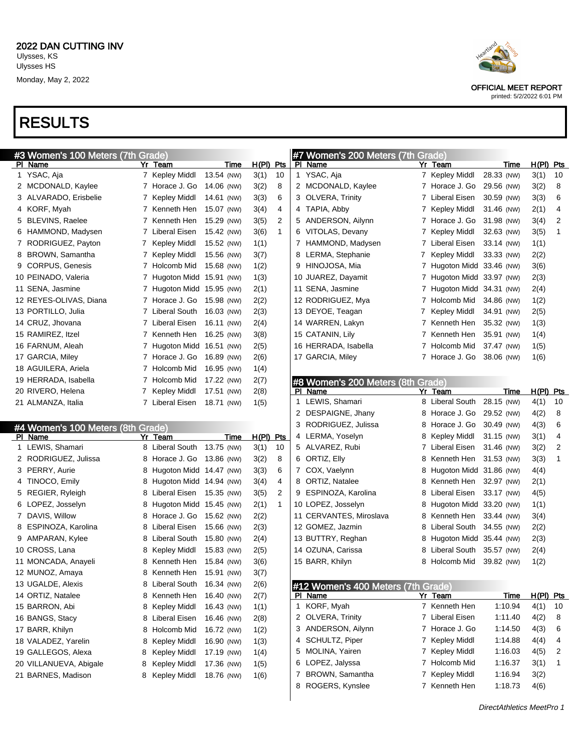2022 DAN CUTTING INV

Ulysses, KS

Ulysses HS

Monday, May 2, 2022

OFFICIAL MEET REPORT

printed: 5/2/2022 6:01 PM

# RESULTS

## #3 Women's 100 Meters (7th Grade)

| Pl | Name | Yr | Team | Time | H(Pl) | Pts |
|---|---|---|---|---|---|---|
| 1 | YSAC, Aja | 7 | Kepley Middl | 13.54 (NW) | 3(1) | 10 |
| 2 | MCDONALD, Kaylee | 7 | Horace J. Go | 14.06 (NW) | 3(2) | 8 |
| 3 | ALVARADO, Erisbelie | 7 | Kepley Middl | 14.61 (NW) | 3(3) | 6 |
| 4 | KORF, Myah | 7 | Kenneth Hen | 15.07 (NW) | 3(4) | 4 |
| 5 | BLEVINS, Raelee | 7 | Kenneth Hen | 15.29 (NW) | 3(5) | 2 |
| 6 | HAMMOND, Madysen | 7 | Liberal Eisen | 15.42 (NW) | 3(6) | 1 |
| 7 | RODRIGUEZ, Payton | 7 | Kepley Middl | 15.52 (NW) | 1(1) | |
| 8 | BROWN, Samantha | 7 | Kepley Middl | 15.56 (NW) | 3(7) | |
| 9 | CORPUS, Genesis | 7 | Holcomb Mid | 15.68 (NW) | 1(2) | |
| 10 | PEINADO, Valeria | 7 | Hugoton Midd | 15.91 (NW) | 1(3) | |
| 11 | SENA, Jasmine | 7 | Hugoton Midd | 15.95 (NW) | 2(1) | |
| 12 | REYES-OLIVAS, Diana | 7 | Horace J. Go | 15.98 (NW) | 2(2) | |
| 13 | PORTILLO, Julia | 7 | Liberal South | 16.03 (NW) | 2(3) | |
| 14 | CRUZ, Jhovana | 7 | Liberal Eisen | 16.11 (NW) | 2(4) | |
| 15 | RAMIREZ, Itzel | 7 | Kenneth Hen | 16.25 (NW) | 3(8) | |
| 16 | FARNUM, Aleah | 7 | Hugoton Midd | 16.51 (NW) | 2(5) | |
| 17 | GARCIA, Miley | 7 | Horace J. Go | 16.89 (NW) | 2(6) | |
| 18 | AGUILERA, Ariela | 7 | Holcomb Mid | 16.95 (NW) | 1(4) | |
| 19 | HERRADA, Isabella | 7 | Holcomb Mid | 17.22 (NW) | 2(7) | |
| 20 | RIVERO, Helena | 7 | Kepley Middl | 17.51 (NW) | 2(8) | |
| 21 | ALMANZA, Italia | 7 | Liberal Eisen | 18.71 (NW) | 1(5) | |

## #4 Women's 100 Meters (8th Grade)

| Pl | Name | Yr | Team | Time | H(Pl) | Pts |
|---|---|---|---|---|---|---|
| 1 | LEWIS, Shamari | 8 | Liberal South | 13.75 (NW) | 3(1) | 10 |
| 2 | RODRIGUEZ, Julissa | 8 | Horace J. Go | 13.86 (NW) | 3(2) | 8 |
| 3 | PERRY, Aurie | 8 | Hugoton Midd | 14.47 (NW) | 3(3) | 6 |
| 4 | TINOCO, Emily | 8 | Hugoton Midd | 14.94 (NW) | 3(4) | 4 |
| 5 | REGIER, Ryleigh | 8 | Liberal Eisen | 15.35 (NW) | 3(5) | 2 |
| 6 | LOPEZ, Josselyn | 8 | Hugoton Midd | 15.45 (NW) | 2(1) | 1 |
| 7 | DAVIS, Willow | 8 | Horace J. Go | 15.62 (NW) | 2(2) | |
| 8 | ESPINOZA, Karolina | 8 | Liberal Eisen | 15.66 (NW) | 2(3) | |
| 9 | AMPARAN, Kylee | 8 | Liberal South | 15.80 (NW) | 2(4) | |
| 10 | CROSS, Lana | 8 | Kepley Middl | 15.83 (NW) | 2(5) | |
| 11 | MONCADA, Anayeli | 8 | Kenneth Hen | 15.84 (NW) | 3(6) | |
| 12 | MUNOZ, Amaya | 8 | Kenneth Hen | 15.91 (NW) | 3(7) | |
| 13 | UGALDE, Alexis | 8 | Liberal South | 16.34 (NW) | 2(6) | |
| 14 | ORTIZ, Natalee | 8 | Kenneth Hen | 16.40 (NW) | 2(7) | |
| 15 | BARRON, Abi | 8 | Kepley Middl | 16.43 (NW) | 1(1) | |
| 16 | BANGS, Stacy | 8 | Liberal Eisen | 16.46 (NW) | 2(8) | |
| 17 | BARR, Khilyn | 8 | Holcomb Mid | 16.72 (NW) | 1(2) | |
| 18 | VALADEZ, Yarelin | 8 | Kepley Middl | 16.90 (NW) | 1(3) | |
| 19 | GALLEGOS, Alexa | 8 | Kepley Middl | 17.19 (NW) | 1(4) | |
| 20 | VILLANUEVA, Abigale | 8 | Kepley Middl | 17.36 (NW) | 1(5) | |
| 21 | BARNES, Madison | 8 | Kepley Middl | 18.76 (NW) | 1(6) | |

## #7 Women's 200 Meters (7th Grade)

| Pl | Name | Yr | Team | Time | H(Pl) | Pts |
|---|---|---|---|---|---|---|
| 1 | YSAC, Aja | 7 | Kepley Middl | 28.33 (NW) | 3(1) | 10 |
| 2 | MCDONALD, Kaylee | 7 | Horace J. Go | 29.56 (NW) | 3(2) | 8 |
| 3 | OLVERA, Trinity | 7 | Liberal Eisen | 30.59 (NW) | 3(3) | 6 |
| 4 | TAPIA, Abby | 7 | Kepley Middl | 31.46 (NW) | 2(1) | 4 |
| 5 | ANDERSON, Ailynn | 7 | Horace J. Go | 31.98 (NW) | 3(4) | 2 |
| 6 | VITOLAS, Devany | 7 | Kepley Middl | 32.63 (NW) | 3(5) | 1 |
| 7 | HAMMOND, Madysen | 7 | Liberal Eisen | 33.14 (NW) | 1(1) | |
| 8 | LERMA, Stephanie | 7 | Kepley Middl | 33.33 (NW) | 2(2) | |
| 9 | HINOJOSA, Mia | 7 | Hugoton Midd | 33.46 (NW) | 3(6) | |
| 10 | JUAREZ, Dayamit | 7 | Hugoton Midd | 33.97 (NW) | 2(3) | |
| 11 | SENA, Jasmine | 7 | Hugoton Midd | 34.31 (NW) | 2(4) | |
| 12 | RODRIGUEZ, Mya | 7 | Holcomb Mid | 34.86 (NW) | 1(2) | |
| 13 | DEYOE, Teagan | 7 | Kepley Middl | 34.91 (NW) | 2(5) | |
| 14 | WARREN, Lakyn | 7 | Kenneth Hen | 35.32 (NW) | 1(3) | |
| 15 | CATANIN, Lily | 7 | Kenneth Hen | 35.91 (NW) | 1(4) | |
| 16 | HERRADA, Isabella | 7 | Holcomb Mid | 37.47 (NW) | 1(5) | |
| 17 | GARCIA, Miley | 7 | Horace J. Go | 38.06 (NW) | 1(6) | |

## #8 Women's 200 Meters (8th Grade)

| Pl | Name | Yr | Team | Time | H(Pl) | Pts |
|---|---|---|---|---|---|---|
| 1 | LEWIS, Shamari | 8 | Liberal South | 28.15 (NW) | 4(1) | 10 |
| 2 | DESPAIGNE, Jhany | 8 | Horace J. Go | 29.52 (NW) | 4(2) | 8 |
| 3 | RODRIGUEZ, Julissa | 8 | Horace J. Go | 30.49 (NW) | 4(3) | 6 |
| 4 | LERMA, Yoselyn | 8 | Kepley Middl | 31.15 (NW) | 3(1) | 4 |
| 5 | ALVAREZ, Rubi | 7 | Liberal Eisen | 31.46 (NW) | 3(2) | 2 |
| 6 | ORTIZ, Elly | 8 | Kenneth Hen | 31.53 (NW) | 3(3) | 1 |
| 7 | COX, Vaelynn | 8 | Hugoton Midd | 31.86 (NW) | 4(4) | |
| 8 | ORTIZ, Natalee | 8 | Kenneth Hen | 32.97 (NW) | 2(1) | |
| 9 | ESPINOZA, Karolina | 8 | Liberal Eisen | 33.17 (NW) | 4(5) | |
| 10 | LOPEZ, Josselyn | 8 | Hugoton Midd | 33.20 (NW) | 1(1) | |
| 11 | CERVANTES, Miroslava | 8 | Kenneth Hen | 33.44 (NW) | 3(4) | |
| 12 | GOMEZ, Jazmin | 8 | Liberal South | 34.55 (NW) | 2(2) | |
| 13 | BUTTRY, Reghan | 8 | Hugoton Midd | 35.44 (NW) | 2(3) | |
| 14 | OZUNA, Carissa | 8 | Liberal South | 35.57 (NW) | 2(4) | |
| 15 | BARR, Khilyn | 8 | Holcomb Mid | 39.82 (NW) | 1(2) | |

## #12 Women's 400 Meters (7th Grade)

| Pl | Name | Yr | Team | Time | H(Pl) | Pts |
|---|---|---|---|---|---|---|
| 1 | KORF, Myah | 7 | Kenneth Hen | 1:10.94 | 4(1) | 10 |
| 2 | OLVERA, Trinity | 7 | Liberal Eisen | 1:11.40 | 4(2) | 8 |
| 3 | ANDERSON, Ailynn | 7 | Horace J. Go | 1:14.50 | 4(3) | 6 |
| 4 | SCHULTZ, Piper | 7 | Kepley Middl | 1:14.88 | 4(4) | 4 |
| 5 | MOLINA, Yairen | 7 | Kepley Middl | 1:16.03 | 4(5) | 2 |
| 6 | LOPEZ, Jalyssa | 7 | Holcomb Mid | 1:16.37 | 3(1) | 1 |
| 7 | BROWN, Samantha | 7 | Kepley Middl | 1:16.94 | 3(2) | |
| 8 | ROGERS, Kynslee | 7 | Kenneth Hen | 1:18.73 | 4(6) | |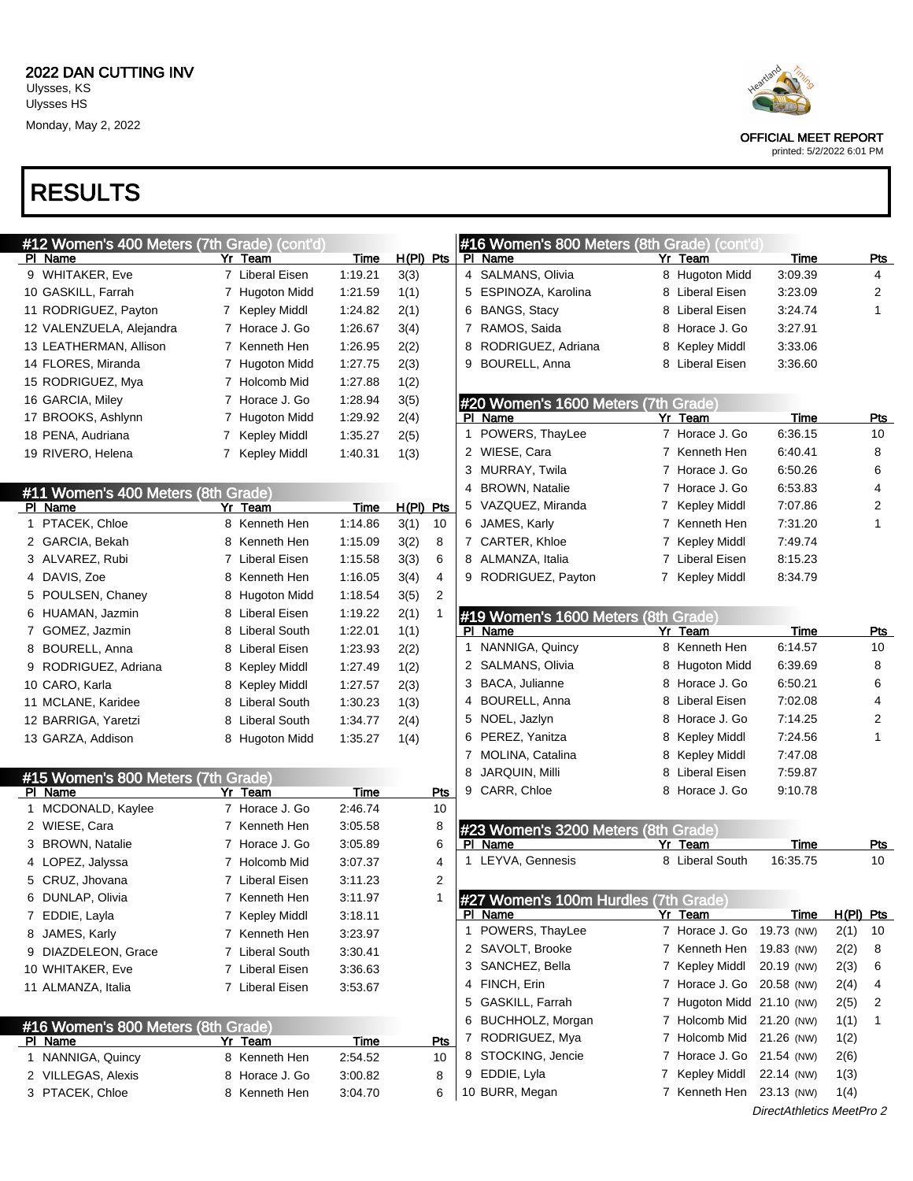# 2022 DAN CUTTING INV

Ulysses, KS
Ulysses HS
Monday, May 2, 2022

OFFICIAL MEET REPORT
printed: 5/2/2022 6:01 PM

# RESULTS

## #12 Women's 400 Meters (7th Grade) (cont'd)

| Pl | Name | Yr | Team | Time | H(Pl) | Pts |
|---|---|---|---|---|---|---|
| 9 | WHITAKER, Eve | 7 | Liberal Eisen | 1:19.21 | 3(3) | |
| 10 | GASKILL, Farrah | 7 | Hugoton Midd | 1:21.59 | 1(1) | |
| 11 | RODRIGUEZ, Payton | 7 | Kepley Middl | 1:24.82 | 2(1) | |
| 12 | VALENZUELA, Alejandra | 7 | Horace J. Go | 1:26.67 | 3(4) | |
| 13 | LEATHERMAN, Allison | 7 | Kenneth Hen | 1:26.95 | 2(2) | |
| 14 | FLORES, Miranda | 7 | Hugoton Midd | 1:27.75 | 2(3) | |
| 15 | RODRIGUEZ, Mya | 7 | Holcomb Mid | 1:27.88 | 1(2) | |
| 16 | GARCIA, Miley | 7 | Horace J. Go | 1:28.94 | 3(5) | |
| 17 | BROOKS, Ashlynn | 7 | Hugoton Midd | 1:29.92 | 2(4) | |
| 18 | PENA, Audriana | 7 | Kepley Middl | 1:35.27 | 2(5) | |
| 19 | RIVERO, Helena | 7 | Kepley Middl | 1:40.31 | 1(3) | |

## #11 Women's 400 Meters (8th Grade)

| Pl | Name | Yr | Team | Time | H(Pl) | Pts |
|---|---|---|---|---|---|---|
| 1 | PTACEK, Chloe | 8 | Kenneth Hen | 1:14.86 | 3(1) | 10 |
| 2 | GARCIA, Bekah | 8 | Kenneth Hen | 1:15.09 | 3(2) | 8 |
| 3 | ALVAREZ, Rubi | 7 | Liberal Eisen | 1:15.58 | 3(3) | 6 |
| 4 | DAVIS, Zoe | 8 | Kenneth Hen | 1:16.05 | 3(4) | 4 |
| 5 | POULSEN, Chaney | 8 | Hugoton Midd | 1:18.54 | 3(5) | 2 |
| 6 | HUAMAN, Jazmin | 8 | Liberal Eisen | 1:19.22 | 2(1) | 1 |
| 7 | GOMEZ, Jazmin | 8 | Liberal South | 1:22.01 | 1(1) | |
| 8 | BOURELL, Anna | 8 | Liberal Eisen | 1:23.93 | 2(2) | |
| 9 | RODRIGUEZ, Adriana | 8 | Kepley Middl | 1:27.49 | 1(2) | |
| 10 | CARO, Karla | 8 | Kepley Middl | 1:27.57 | 2(3) | |
| 11 | MCLANE, Karidee | 8 | Liberal South | 1:30.23 | 1(3) | |
| 12 | BARRIGA, Yaretzi | 8 | Liberal South | 1:34.77 | 2(4) | |
| 13 | GARZA, Addison | 8 | Hugoton Midd | 1:35.27 | 1(4) | |

## #15 Women's 800 Meters (7th Grade)

| Pl | Name | Yr | Team | Time | Pts |
|---|---|---|---|---|---|
| 1 | MCDONALD, Kaylee | 7 | Horace J. Go | 2:46.74 | 10 |
| 2 | WIESE, Cara | 7 | Kenneth Hen | 3:05.58 | 8 |
| 3 | BROWN, Natalie | 7 | Horace J. Go | 3:05.89 | 6 |
| 4 | LOPEZ, Jalyssa | 7 | Holcomb Mid | 3:07.37 | 4 |
| 5 | CRUZ, Jhovana | 7 | Liberal Eisen | 3:11.23 | 2 |
| 6 | DUNLAP, Olivia | 7 | Kenneth Hen | 3:11.97 | 1 |
| 7 | EDDIE, Layla | 7 | Kepley Middl | 3:18.11 | |
| 8 | JAMES, Karly | 7 | Kenneth Hen | 3:23.97 | |
| 9 | DIAZDELEON, Grace | 7 | Liberal South | 3:30.41 | |
| 10 | WHITAKER, Eve | 7 | Liberal Eisen | 3:36.63 | |
| 11 | ALMANZA, Italia | 7 | Liberal Eisen | 3:53.67 | |

## #16 Women's 800 Meters (8th Grade)

| Pl | Name | Yr | Team | Time | Pts |
|---|---|---|---|---|---|
| 1 | NANNIGA, Quincy | 8 | Kenneth Hen | 2:54.52 | 10 |
| 2 | VILLEGAS, Alexis | 8 | Horace J. Go | 3:00.82 | 8 |
| 3 | PTACEK, Chloe | 8 | Kenneth Hen | 3:04.70 | 6 |
| 4 | SALMANS, Olivia | 8 | Hugoton Midd | 3:09.39 | 4 |
| 5 | ESPINOZA, Karolina | 8 | Liberal Eisen | 3:23.09 | 2 |
| 6 | BANGS, Stacy | 8 | Liberal Eisen | 3:24.74 | 1 |
| 7 | RAMOS, Saida | 8 | Horace J. Go | 3:27.91 | |
| 8 | RODRIGUEZ, Adriana | 8 | Kepley Middl | 3:33.06 | |
| 9 | BOURELL, Anna | 8 | Liberal Eisen | 3:36.60 | |

## #20 Women's 1600 Meters (7th Grade)

| Pl | Name | Yr | Team | Time | Pts |
|---|---|---|---|---|---|
| 1 | POWERS, ThayLee | 7 | Horace J. Go | 6:36.15 | 10 |
| 2 | WIESE, Cara | 7 | Kenneth Hen | 6:40.41 | 8 |
| 3 | MURRAY, Twila | 7 | Horace J. Go | 6:50.26 | 6 |
| 4 | BROWN, Natalie | 7 | Horace J. Go | 6:53.83 | 4 |
| 5 | VAZQUEZ, Miranda | 7 | Kepley Middl | 7:07.86 | 2 |
| 6 | JAMES, Karly | 7 | Kenneth Hen | 7:31.20 | 1 |
| 7 | CARTER, Khloe | 7 | Kepley Middl | 7:49.74 | |
| 8 | ALMANZA, Italia | 7 | Liberal Eisen | 8:15.23 | |
| 9 | RODRIGUEZ, Payton | 7 | Kepley Middl | 8:34.79 | |

## #19 Women's 1600 Meters (8th Grade)

| Pl | Name | Yr | Team | Time | Pts |
|---|---|---|---|---|---|
| 1 | NANNIGA, Quincy | 8 | Kenneth Hen | 6:14.57 | 10 |
| 2 | SALMANS, Olivia | 8 | Hugoton Midd | 6:39.69 | 8 |
| 3 | BACA, Julianne | 8 | Horace J. Go | 6:50.21 | 6 |
| 4 | BOURELL, Anna | 8 | Liberal Eisen | 7:02.08 | 4 |
| 5 | NOEL, Jazlyn | 8 | Horace J. Go | 7:14.25 | 2 |
| 6 | PEREZ, Yanitza | 8 | Kepley Middl | 7:24.56 | 1 |
| 7 | MOLINA, Catalina | 8 | Kepley Middl | 7:47.08 | |
| 8 | JARQUIN, Milli | 8 | Liberal Eisen | 7:59.87 | |
| 9 | CARR, Chloe | 8 | Horace J. Go | 9:10.78 | |

## #23 Women's 3200 Meters (8th Grade)

| Pl | Name | Yr | Team | Time | Pts |
|---|---|---|---|---|---|
| 1 | LEYVA, Gennesis | 8 | Liberal South | 16:35.75 | 10 |

## #27 Women's 100m Hurdles (7th Grade)

| Pl | Name | Yr | Team | Time | H(Pl) | Pts |
|---|---|---|---|---|---|---|
| 1 | POWERS, ThayLee | 7 | Horace J. Go | 19.73 (NW) | 2(1) | 10 |
| 2 | SAVOLT, Brooke | 7 | Kenneth Hen | 19.83 (NW) | 2(2) | 8 |
| 3 | SANCHEZ, Bella | 7 | Kepley Middl | 20.19 (NW) | 2(3) | 6 |
| 4 | FINCH, Erin | 7 | Horace J. Go | 20.58 (NW) | 2(4) | 4 |
| 5 | GASKILL, Farrah | 7 | Hugoton Midd | 21.10 (NW) | 2(5) | 2 |
| 6 | BUCHHOLZ, Morgan | 7 | Holcomb Mid | 21.20 (NW) | 1(1) | 1 |
| 7 | RODRIGUEZ, Mya | 7 | Holcomb Mid | 21.26 (NW) | 1(2) | |
| 8 | STOCKING, Jencie | 7 | Horace J. Go | 21.54 (NW) | 2(6) | |
| 9 | EDDIE, Lyla | 7 | Kepley Middl | 22.14 (NW) | 1(3) | |
| 10 | BURR, Megan | 7 | Kenneth Hen | 23.13 (NW) | 1(4) | |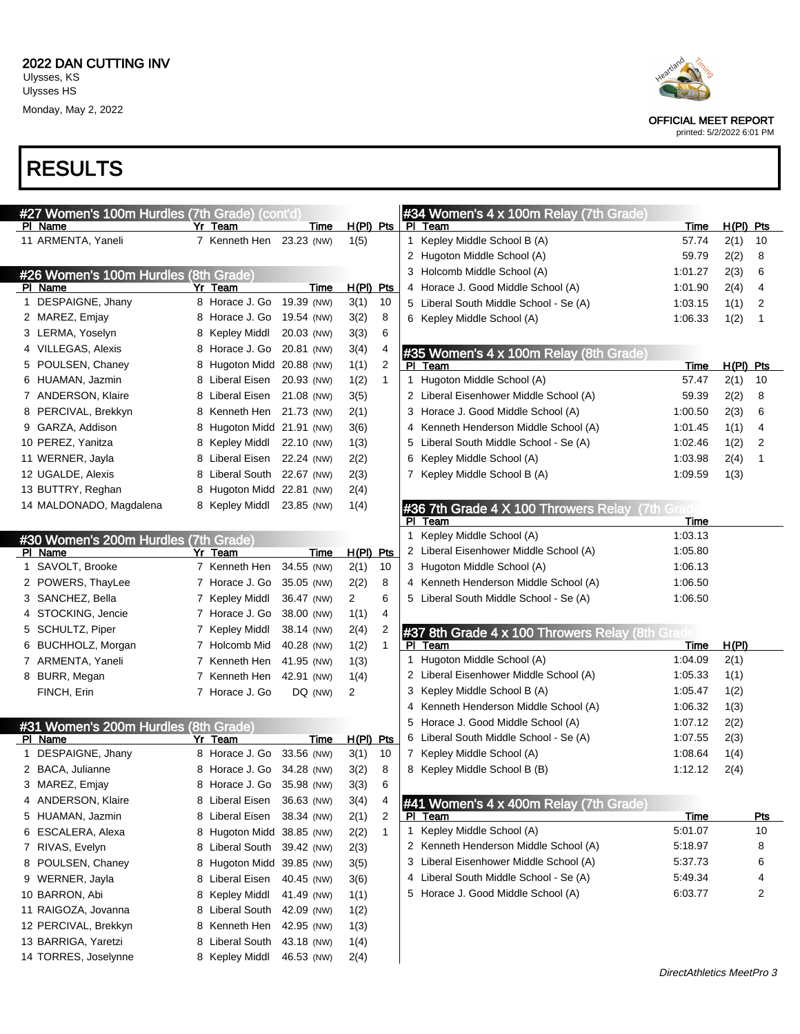2022 DAN CUTTING INV
Ulysses, KS
Ulysses HS
Monday, May 2, 2022

OFFICIAL MEET REPORT
printed: 5/2/2022 6:01 PM

# RESULTS

## #27 Women's 100m Hurdles (7th Grade) (cont'd)

| Pl | Name | Yr | Team | Time | H(Pl) | Pts |
|---|---|---|---|---|---|---|
| 11 | ARMENTA, Yaneli | 7 | Kenneth Hen | 23.23 (NW) | 1(5) | |

## #26 Women's 100m Hurdles (8th Grade)

| Pl | Name | Yr | Team | Time | H(Pl) | Pts |
|---|---|---|---|---|---|---|
| 1 | DESPAIGNE, Jhany | 8 | Horace J. Go | 19.39 (NW) | 3(1) | 10 |
| 2 | MAREZ, Emjay | 8 | Horace J. Go | 19.54 (NW) | 3(2) | 8 |
| 3 | LERMA, Yoselyn | 8 | Kepley Middl | 20.03 (NW) | 3(3) | 6 |
| 4 | VILLEGAS, Alexis | 8 | Horace J. Go | 20.81 (NW) | 3(4) | 4 |
| 5 | POULSEN, Chaney | 8 | Hugoton Midd | 20.88 (NW) | 1(1) | 2 |
| 6 | HUAMAN, Jazmin | 8 | Liberal Eisen | 20.93 (NW) | 1(2) | 1 |
| 7 | ANDERSON, Klaire | 8 | Liberal Eisen | 21.08 (NW) | 3(5) | |
| 8 | PERCIVAL, Brekkyn | 8 | Kenneth Hen | 21.73 (NW) | 2(1) | |
| 9 | GARZA, Addison | 8 | Hugoton Midd | 21.91 (NW) | 3(6) | |
| 10 | PEREZ, Yanitza | 8 | Kepley Middl | 22.10 (NW) | 1(3) | |
| 11 | WERNER, Jayla | 8 | Liberal Eisen | 22.24 (NW) | 2(2) | |
| 12 | UGALDE, Alexis | 8 | Liberal South | 22.67 (NW) | 2(3) | |
| 13 | BUTTRY, Reghan | 8 | Hugoton Midd | 22.81 (NW) | 2(4) | |
| 14 | MALDONADO, Magdalena | 8 | Kepley Middl | 23.85 (NW) | 1(4) | |

## #30 Women's 200m Hurdles (7th Grade)

| Pl | Name | Yr | Team | Time | H(Pl) | Pts |
|---|---|---|---|---|---|---|
| 1 | SAVOLT, Brooke | 7 | Kenneth Hen | 34.55 (NW) | 2(1) | 10 |
| 2 | POWERS, ThayLee | 7 | Horace J. Go | 35.05 (NW) | 2(2) | 8 |
| 3 | SANCHEZ, Bella | 7 | Kepley Middl | 36.47 (NW) | 2 | 6 |
| 4 | STOCKING, Jencie | 7 | Horace J. Go | 38.00 (NW) | 1(1) | 4 |
| 5 | SCHULTZ, Piper | 7 | Kepley Middl | 38.14 (NW) | 2(4) | 2 |
| 6 | BUCHHOLZ, Morgan | 7 | Holcomb Mid | 40.28 (NW) | 1(2) | 1 |
| 7 | ARMENTA, Yaneli | 7 | Kenneth Hen | 41.95 (NW) | 1(3) | |
| 8 | BURR, Megan | 7 | Kenneth Hen | 42.91 (NW) | 1(4) | |
| | FINCH, Erin | 7 | Horace J. Go | DQ (NW) | 2 | |

## #31 Women's 200m Hurdles (8th Grade)

| Pl | Name | Yr | Team | Time | H(Pl) | Pts |
|---|---|---|---|---|---|---|
| 1 | DESPAIGNE, Jhany | 8 | Horace J. Go | 33.56 (NW) | 3(1) | 10 |
| 2 | BACA, Julianne | 8 | Horace J. Go | 34.28 (NW) | 3(2) | 8 |
| 3 | MAREZ, Emjay | 8 | Horace J. Go | 35.98 (NW) | 3(3) | 6 |
| 4 | ANDERSON, Klaire | 8 | Liberal Eisen | 36.63 (NW) | 3(4) | 4 |
| 5 | HUAMAN, Jazmin | 8 | Liberal Eisen | 38.34 (NW) | 2(1) | 2 |
| 6 | ESCALERA, Alexa | 8 | Hugoton Midd | 38.85 (NW) | 2(2) | 1 |
| 7 | RIVAS, Evelyn | 8 | Liberal South | 39.42 (NW) | 2(3) | |
| 8 | POULSEN, Chaney | 8 | Hugoton Midd | 39.85 (NW) | 3(5) | |
| 9 | WERNER, Jayla | 8 | Liberal Eisen | 40.45 (NW) | 3(6) | |
| 10 | BARRON, Abi | 8 | Kepley Middl | 41.49 (NW) | 1(1) | |
| 11 | RAIGOZA, Jovanna | 8 | Liberal South | 42.09 (NW) | 1(2) | |
| 12 | PERCIVAL, Brekkyn | 8 | Kenneth Hen | 42.95 (NW) | 1(3) | |
| 13 | BARRIGA, Yaretzi | 8 | Liberal South | 43.18 (NW) | 1(4) | |
| 14 | TORRES, Joselynne | 8 | Kepley Middl | 46.53 (NW) | 2(4) | |

## #34 Women's 4 x 100m Relay (7th Grade)

| Pl | Team | Time | H(Pl) | Pts |
|---|---|---|---|---|
| 1 | Kepley Middle School B (A) | 57.74 | 2(1) | 10 |
| 2 | Hugoton Middle School (A) | 59.79 | 2(2) | 8 |
| 3 | Holcomb Middle School (A) | 1:01.27 | 2(3) | 6 |
| 4 | Horace J. Good Middle School (A) | 1:01.90 | 2(4) | 4 |
| 5 | Liberal South Middle School - Se (A) | 1:03.15 | 1(1) | 2 |
| 6 | Kepley Middle School (A) | 1:06.33 | 1(2) | 1 |

## #35 Women's 4 x 100m Relay (8th Grade)

| Pl | Team | Time | H(Pl) | Pts |
|---|---|---|---|---|
| 1 | Hugoton Middle School (A) | 57.47 | 2(1) | 10 |
| 2 | Liberal Eisenhower Middle School (A) | 59.39 | 2(2) | 8 |
| 3 | Horace J. Good Middle School (A) | 1:00.50 | 2(3) | 6 |
| 4 | Kenneth Henderson Middle School (A) | 1:01.45 | 1(1) | 4 |
| 5 | Liberal South Middle School - Se (A) | 1:02.46 | 1(2) | 2 |
| 6 | Kepley Middle School (A) | 1:03.98 | 2(4) | 1 |
| 7 | Kepley Middle School B (A) | 1:09.59 | 1(3) | |

## #36 7th Grade 4 X 100 Throwers Relay (7th Grade)

| Pl | Team | Time |
|---|---|---|
| 1 | Kepley Middle School (A) | 1:03.13 |
| 2 | Liberal Eisenhower Middle School (A) | 1:05.80 |
| 3 | Hugoton Middle School (A) | 1:06.13 |
| 4 | Kenneth Henderson Middle School (A) | 1:06.50 |
| 5 | Liberal South Middle School - Se (A) | 1:06.50 |

## #37 8th Grade 4 x 100 Throwers Relay (8th Grade)

| Pl | Team | Time | H(Pl) |
|---|---|---|---|
| 1 | Hugoton Middle School (A) | 1:04.09 | 2(1) |
| 2 | Liberal Eisenhower Middle School (A) | 1:05.33 | 1(1) |
| 3 | Kepley Middle School B (A) | 1:05.47 | 1(2) |
| 4 | Kenneth Henderson Middle School (A) | 1:06.32 | 1(3) |
| 5 | Horace J. Good Middle School (A) | 1:07.12 | 2(2) |
| 6 | Liberal South Middle School - Se (A) | 1:07.55 | 2(3) |
| 7 | Kepley Middle School (A) | 1:08.64 | 1(4) |
| 8 | Kepley Middle School B (B) | 1:12.12 | 2(4) |

## #41 Women's 4 x 400m Relay (7th Grade)

| Pl | Team | Time | Pts |
|---|---|---|---|
| 1 | Kepley Middle School (A) | 5:01.07 | 10 |
| 2 | Kenneth Henderson Middle School (A) | 5:18.97 | 8 |
| 3 | Liberal Eisenhower Middle School (A) | 5:37.73 | 6 |
| 4 | Liberal South Middle School - Se (A) | 5:49.34 | 4 |
| 5 | Horace J. Good Middle School (A) | 6:03.77 | 2 |

*DirectAthletics MeetPro 3*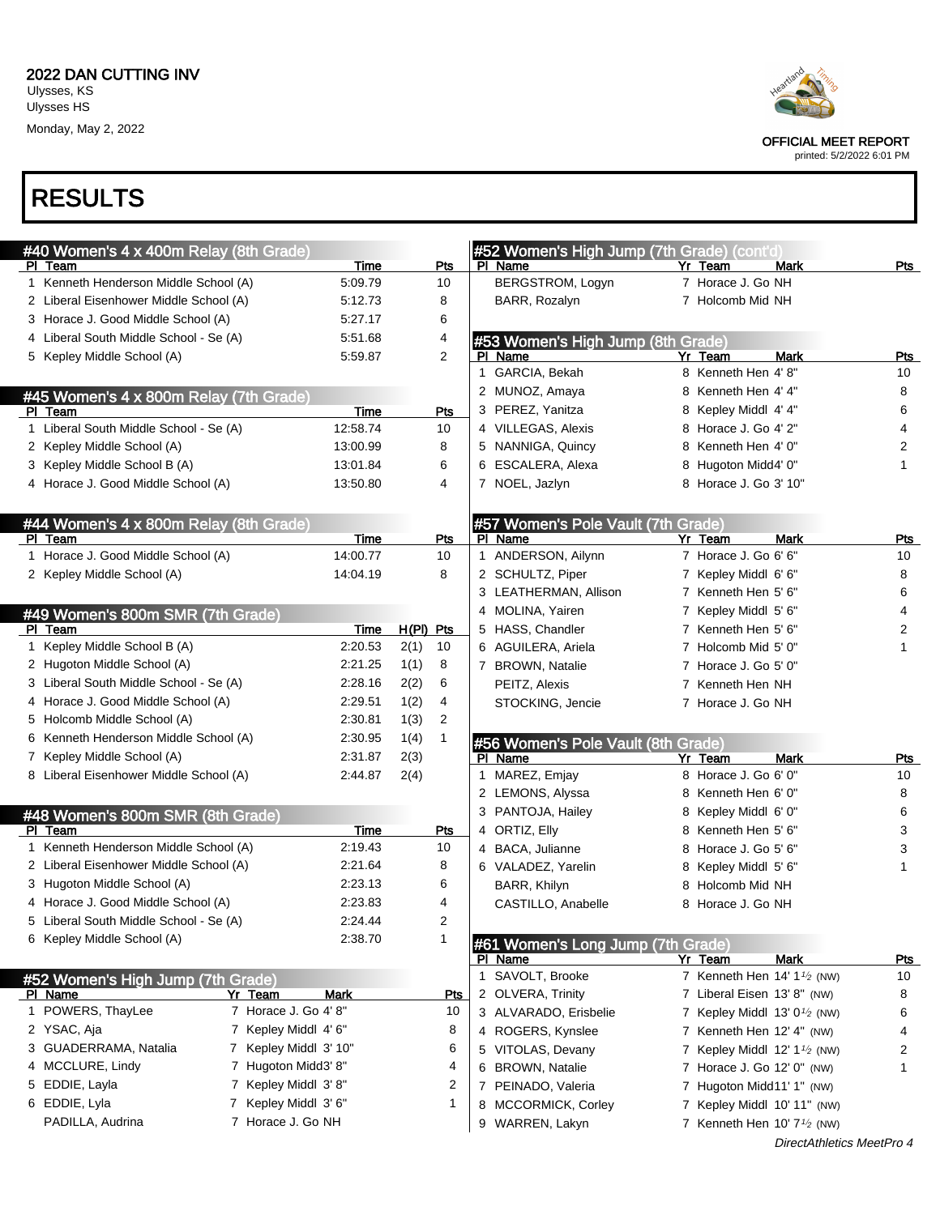# 2022 DAN CUTTING INV

Ulysses, KS
Ulysses HS
Monday, May 2, 2022

OFFICIAL MEET REPORT
printed: 5/2/2022 6:01 PM

# RESULTS

## #40 Women's 4 x 400m Relay (8th Grade)

| Pl | Team | Time | Pts |
|---|---|---|---|
| 1 | Kenneth Henderson Middle School (A) | 5:09.79 | 10 |
| 2 | Liberal Eisenhower Middle School (A) | 5:12.73 | 8 |
| 3 | Horace J. Good Middle School (A) | 5:27.17 | 6 |
| 4 | Liberal South Middle School - Se (A) | 5:51.68 | 4 |
| 5 | Kepley Middle School (A) | 5:59.87 | 2 |

## #45 Women's 4 x 800m Relay (7th Grade)

| Pl | Team | Time | Pts |
|---|---|---|---|
| 1 | Liberal South Middle School - Se (A) | 12:58.74 | 10 |
| 2 | Kepley Middle School (A) | 13:00.99 | 8 |
| 3 | Kepley Middle School B (A) | 13:01.84 | 6 |
| 4 | Horace J. Good Middle School (A) | 13:50.80 | 4 |

## #44 Women's 4 x 800m Relay (8th Grade)

| Pl | Team | Time | Pts |
|---|---|---|---|
| 1 | Horace J. Good Middle School (A) | 14:00.77 | 10 |
| 2 | Kepley Middle School (A) | 14:04.19 | 8 |

## #49 Women's 800m SMR (7th Grade)

| Pl | Team | Time | H(Pl) | Pts |
|---|---|---|---|---|
| 1 | Kepley Middle School B (A) | 2:20.53 | 2(1) | 10 |
| 2 | Hugoton Middle School (A) | 2:21.25 | 1(1) | 8 |
| 3 | Liberal South Middle School - Se (A) | 2:28.16 | 2(2) | 6 |
| 4 | Horace J. Good Middle School (A) | 2:29.51 | 1(2) | 4 |
| 5 | Holcomb Middle School (A) | 2:30.81 | 1(3) | 2 |
| 6 | Kenneth Henderson Middle School (A) | 2:30.95 | 1(4) | 1 |
| 7 | Kepley Middle School (A) | 2:31.87 | 2(3) | |
| 8 | Liberal Eisenhower Middle School (A) | 2:44.87 | 2(4) | |

## #48 Women's 800m SMR (8th Grade)

| Pl | Team | Time | Pts |
|---|---|---|---|
| 1 | Kenneth Henderson Middle School (A) | 2:19.43 | 10 |
| 2 | Liberal Eisenhower Middle School (A) | 2:21.64 | 8 |
| 3 | Hugoton Middle School (A) | 2:23.13 | 6 |
| 4 | Horace J. Good Middle School (A) | 2:23.83 | 4 |
| 5 | Liberal South Middle School - Se (A) | 2:24.44 | 2 |
| 6 | Kepley Middle School (A) | 2:38.70 | 1 |

## #52 Women's High Jump (7th Grade)

| Pl | Name | Yr | Team | Mark | Pts |
|---|---|---|---|---|---|
| 1 | POWERS, ThayLee | 7 | Horace J. Go | 4' 8" | 10 |
| 2 | YSAC, Aja | 7 | Kepley Middl | 4' 6" | 8 |
| 3 | GUADERRAMA, Natalia | 7 | Kepley Middl | 3' 10" | 6 |
| 4 | MCCLURE, Lindy | 7 | Hugoton Midd | 3' 8" | 4 |
| 5 | EDDIE, Layla | 7 | Kepley Middl | 3' 8" | 2 |
| 6 | EDDIE, Lyla | 7 | Kepley Middl | 3' 6" | 1 |
| | PADILLA, Audrina | 7 | Horace J. Go | NH | |
| | BERGSTROM, Logyn | 7 | Horace J. Go | NH | |
| | BARR, Rozalyn | 7 | Holcomb Mid | NH | |

## #53 Women's High Jump (8th Grade)

| Pl | Name | Yr | Team | Mark | Pts |
|---|---|---|---|---|---|
| 1 | GARCIA, Bekah | 8 | Kenneth Hen | 4' 8" | 10 |
| 2 | MUNOZ, Amaya | 8 | Kenneth Hen | 4' 4" | 8 |
| 3 | PEREZ, Yanitza | 8 | Kepley Middl | 4' 4" | 6 |
| 4 | VILLEGAS, Alexis | 8 | Horace J. Go | 4' 2" | 4 |
| 5 | NANNIGA, Quincy | 8 | Kenneth Hen | 4' 0" | 2 |
| 6 | ESCALERA, Alexa | 8 | Hugoton Midd | 4' 0" | 1 |
| 7 | NOEL, Jazlyn | 8 | Horace J. Go | 3' 10" | |

## #57 Women's Pole Vault (7th Grade)

| Pl | Name | Yr | Team | Mark | Pts |
|---|---|---|---|---|---|
| 1 | ANDERSON, Ailynn | 7 | Horace J. Go | 6' 6" | 10 |
| 2 | SCHULTZ, Piper | 7 | Kepley Middl | 6' 6" | 8 |
| 3 | LEATHERMAN, Allison | 7 | Kenneth Hen | 5' 6" | 6 |
| 4 | MOLINA, Yairen | 7 | Kepley Middl | 5' 6" | 4 |
| 5 | HASS, Chandler | 7 | Kenneth Hen | 5' 6" | 2 |
| 6 | AGUILERA, Ariela | 7 | Holcomb Mid | 5' 0" | 1 |
| 7 | BROWN, Natalie | 7 | Horace J. Go | 5' 0" | |
| | PEITZ, Alexis | 7 | Kenneth Hen | NH | |
| | STOCKING, Jencie | 7 | Horace J. Go | NH | |

## #56 Women's Pole Vault (8th Grade)

| Pl | Name | Yr | Team | Mark | Pts |
|---|---|---|---|---|---|
| 1 | MAREZ, Emjay | 8 | Horace J. Go | 6' 0" | 10 |
| 2 | LEMONS, Alyssa | 8 | Kenneth Hen | 6' 0" | 8 |
| 3 | PANTOJA, Hailey | 8 | Kepley Middl | 6' 0" | 6 |
| 4 | ORTIZ, Elly | 8 | Kenneth Hen | 5' 6" | 3 |
| 4 | BACA, Julianne | 8 | Horace J. Go | 5' 6" | 3 |
| 6 | VALADEZ, Yarelin | 8 | Kepley Middl | 5' 6" | 1 |
| | BARR, Khilyn | 8 | Holcomb Mid | NH | |
| | CASTILLO, Anabelle | 8 | Horace J. Go | NH | |

## #61 Women's Long Jump (7th Grade)

| Pl | Name | Yr | Team | Mark | Pts |
|---|---|---|---|---|---|
| 1 | SAVOLT, Brooke | 7 | Kenneth Hen | 14' 1½ (NW) | 10 |
| 2 | OLVERA, Trinity | 7 | Liberal Eisen | 13' 8" (NW) | 8 |
| 3 | ALVARADO, Erisbelie | 7 | Kepley Middl | 13' 0½ (NW) | 6 |
| 4 | ROGERS, Kynslee | 7 | Kenneth Hen | 12' 4" (NW) | 4 |
| 5 | VITOLAS, Devany | 7 | Kepley Middl | 12' 1½ (NW) | 2 |
| 6 | BROWN, Natalie | 7 | Horace J. Go | 12' 0" (NW) | 1 |
| 7 | PEINADO, Valeria | 7 | Hugoton Midd | 11' 1" (NW) | |
| 8 | MCCORMICK, Corley | 7 | Kepley Middl | 10' 11" (NW) | |
| 9 | WARREN, Lakyn | 7 | Kenneth Hen | 10' 7½ (NW) | |

DirectAthletics MeetPro 4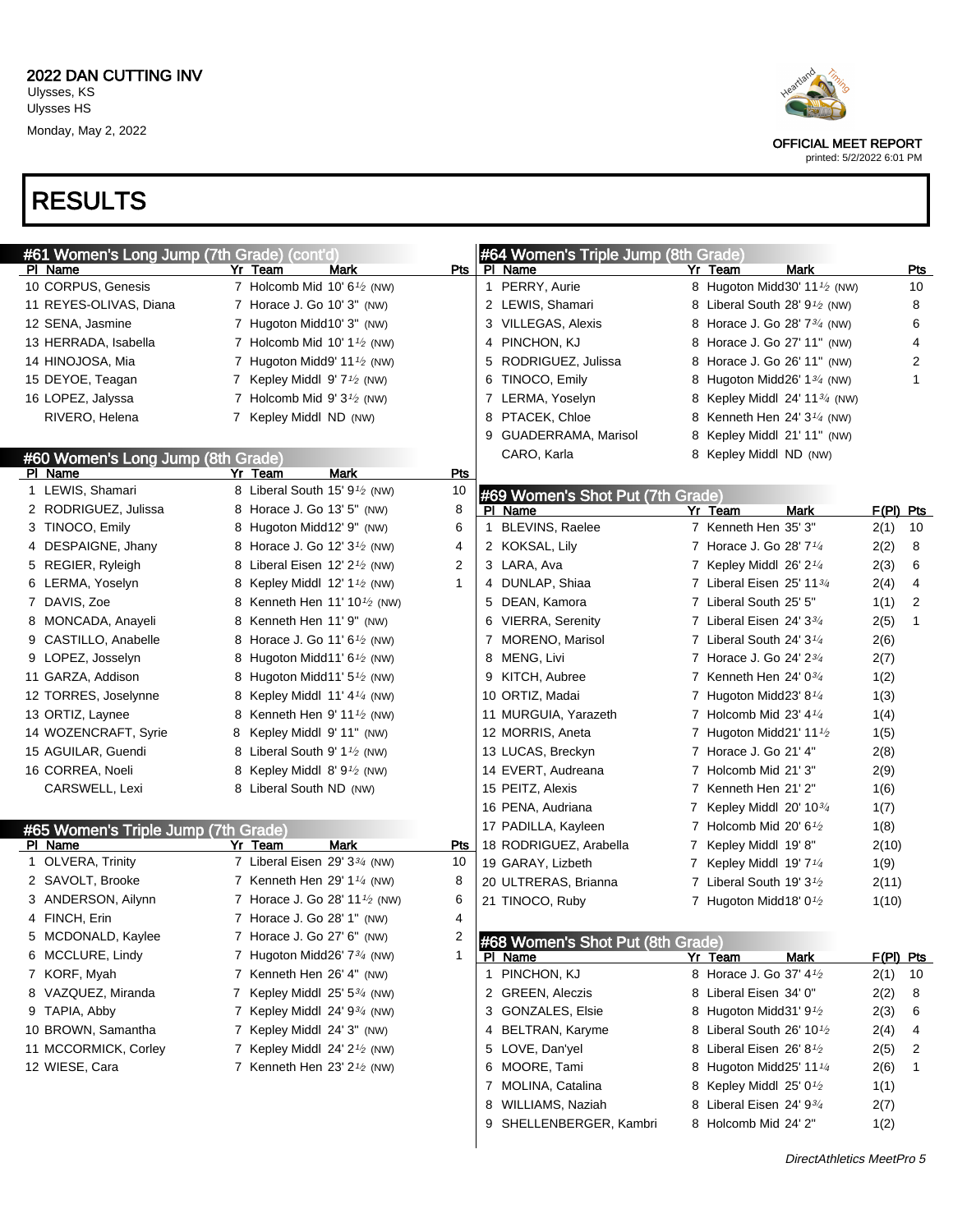# 2022 DAN CUTTING INV

Ulysses, KS
Ulysses HS
Monday, May 2, 2022

OFFICIAL MEET REPORT
printed: 5/2/2022 6:01 PM

# RESULTS

## #61 Women's Long Jump (7th Grade) (cont'd)

| Pl | Name | Yr | Team | Mark | Pts |
|---|---|---|---|---|---|
| 10 | CORPUS, Genesis | 7 | Holcomb Mid | 10' 6½ (NW) | |
| 11 | REYES-OLIVAS, Diana | 7 | Horace J. Go | 10' 3" (NW) | |
| 12 | SENA, Jasmine | 7 | Hugoton Midd | 10' 3" (NW) | |
| 13 | HERRADA, Isabella | 7 | Holcomb Mid | 10' 1½ (NW) | |
| 14 | HINOJOSA, Mia | 7 | Hugoton Midd | 9' 11½ (NW) | |
| 15 | DEYOE, Teagan | 7 | Kepley Middl | 9' 7½ (NW) | |
| 16 | LOPEZ, Jalyssa | 7 | Holcomb Mid | 9' 3½ (NW) | |
| | RIVERO, Helena | 7 | Kepley Middl | ND (NW) | |

## #60 Women's Long Jump (8th Grade)

| Pl | Name | Yr | Team | Mark | Pts |
|---|---|---|---|---|---|
| 1 | LEWIS, Shamari | 8 | Liberal South | 15' 9½ (NW) | 10 |
| 2 | RODRIGUEZ, Julissa | 8 | Horace J. Go | 13' 5" (NW) | 8 |
| 3 | TINOCO, Emily | 8 | Hugoton Midd | 12' 9" (NW) | 6 |
| 4 | DESPAIGNE, Jhany | 8 | Horace J. Go | 12' 3½ (NW) | 4 |
| 5 | REGIER, Ryleigh | 8 | Liberal Eisen | 12' 2½ (NW) | 2 |
| 6 | LERMA, Yoselyn | 8 | Kepley Middl | 12' 1½ (NW) | 1 |
| 7 | DAVIS, Zoe | 8 | Kenneth Hen | 11' 10½ (NW) | |
| 8 | MONCADA, Anayeli | 8 | Kenneth Hen | 11' 9" (NW) | |
| 9 | CASTILLO, Anabelle | 8 | Horace J. Go | 11' 6½ (NW) | |
| 9 | LOPEZ, Josselyn | 8 | Hugoton Midd | 11' 6½ (NW) | |
| 11 | GARZA, Addison | 8 | Hugoton Midd | 11' 5½ (NW) | |
| 12 | TORRES, Joselynne | 8 | Kepley Middl | 11' 4¼ (NW) | |
| 13 | ORTIZ, Laynee | 8 | Kenneth Hen | 9' 11½ (NW) | |
| 14 | WOZENCRAFT, Syrie | 8 | Kepley Middl | 9' 11" (NW) | |
| 15 | AGUILAR, Guendi | 8 | Liberal South | 9' 1½ (NW) | |
| 16 | CORREA, Noeli | 8 | Kepley Middl | 8' 9½ (NW) | |
| | CARSWELL, Lexi | 8 | Liberal South | ND (NW) | |

## #65 Women's Triple Jump (7th Grade)

| Pl | Name | Yr | Team | Mark | Pts |
|---|---|---|---|---|---|
| 1 | OLVERA, Trinity | 7 | Liberal Eisen | 29' 3¾ (NW) | 10 |
| 2 | SAVOLT, Brooke | 7 | Kenneth Hen | 29' 1¼ (NW) | 8 |
| 3 | ANDERSON, Ailynn | 7 | Horace J. Go | 28' 11½ (NW) | 6 |
| 4 | FINCH, Erin | 7 | Horace J. Go | 28' 1" (NW) | 4 |
| 5 | MCDONALD, Kaylee | 7 | Horace J. Go | 27' 6" (NW) | 2 |
| 6 | MCCLURE, Lindy | 7 | Hugoton Midd | 26' 7¾ (NW) | 1 |
| 7 | KORF, Myah | 7 | Kenneth Hen | 26' 4" (NW) | |
| 8 | VAZQUEZ, Miranda | 7 | Kepley Middl | 25' 5¾ (NW) | |
| 9 | TAPIA, Abby | 7 | Kepley Middl | 24' 9¾ (NW) | |
| 10 | BROWN, Samantha | 7 | Kepley Middl | 24' 3" (NW) | |
| 11 | MCCORMICK, Corley | 7 | Kepley Middl | 24' 2½ (NW) | |
| 12 | WIESE, Cara | 7 | Kenneth Hen | 23' 2½ (NW) | |

## #64 Women's Triple Jump (8th Grade)

| Pl | Name | Yr | Team | Mark | Pts |
|---|---|---|---|---|---|
| 1 | PERRY, Aurie | 8 | Hugoton Midd | 30' 11½ (NW) | 10 |
| 2 | LEWIS, Shamari | 8 | Liberal South | 28' 9½ (NW) | 8 |
| 3 | VILLEGAS, Alexis | 8 | Horace J. Go | 28' 7¾ (NW) | 6 |
| 4 | PINCHON, KJ | 8 | Horace J. Go | 27' 11" (NW) | 4 |
| 5 | RODRIGUEZ, Julissa | 8 | Horace J. Go | 26' 11" (NW) | 2 |
| 6 | TINOCO, Emily | 8 | Hugoton Midd | 26' 1¾ (NW) | 1 |
| 7 | LERMA, Yoselyn | 8 | Kepley Middl | 24' 11¾ (NW) | |
| 8 | PTACEK, Chloe | 8 | Kenneth Hen | 24' 3¼ (NW) | |
| 9 | GUADERRAMA, Marisol | 8 | Kepley Middl | 21' 11" (NW) | |
| | CARO, Karla | 8 | Kepley Middl | ND (NW) | |

## #69 Women's Shot Put (7th Grade)

| Pl | Name | Yr | Team | Mark | F(Pl) | Pts |
|---|---|---|---|---|---|---|
| 1 | BLEVINS, Raelee | 7 | Kenneth Hen | 35' 3" | 2(1) | 10 |
| 2 | KOKSAL, Lily | 7 | Horace J. Go | 28' 7¼ | 2(2) | 8 |
| 3 | LARA, Ava | 7 | Kepley Middl | 26' 2¼ | 2(3) | 6 |
| 4 | DUNLAP, Shiaa | 7 | Liberal Eisen | 25' 11¾ | 2(4) | 4 |
| 5 | DEAN, Kamora | 7 | Liberal South | 25' 5" | 1(1) | 2 |
| 6 | VIERRA, Serenity | 7 | Liberal Eisen | 24' 3¾ | 2(5) | 1 |
| 7 | MORENO, Marisol | 7 | Liberal South | 24' 3¼ | 2(6) | |
| 8 | MENG, Livi | 7 | Horace J. Go | 24' 2¾ | 2(7) | |
| 9 | KITCH, Aubree | 7 | Kenneth Hen | 24' 0¾ | 1(2) | |
| 10 | ORTIZ, Madai | 7 | Hugoton Midd | 23' 8¼ | 1(3) | |
| 11 | MURGUIA, Yarazeth | 7 | Holcomb Mid | 23' 4¼ | 1(4) | |
| 12 | MORRIS, Aneta | 7 | Hugoton Midd | 21' 11½ | 1(5) | |
| 13 | LUCAS, Breckyn | 7 | Horace J. Go | 21' 4" | 2(8) | |
| 14 | EVERT, Audreana | 7 | Holcomb Mid | 21' 3" | 2(9) | |
| 15 | PEITZ, Alexis | 7 | Kenneth Hen | 21' 2" | 1(6) | |
| 16 | PENA, Audriana | 7 | Kepley Middl | 20' 10¾ | 1(7) | |
| 17 | PADILLA, Kayleen | 7 | Holcomb Mid | 20' 6½ | 1(8) | |
| 18 | RODRIGUEZ, Arabella | 7 | Kepley Middl | 19' 8" | 2(10) | |
| 19 | GARAY, Lizbeth | 7 | Kepley Middl | 19' 7¼ | 1(9) | |
| 20 | ULTRERAS, Brianna | 7 | Liberal South | 19' 3½ | 2(11) | |
| 21 | TINOCO, Ruby | 7 | Hugoton Midd | 18' 0½ | 1(10) | |

## #68 Women's Shot Put (8th Grade)

| Pl | Name | Yr | Team | Mark | F(Pl) | Pts |
|---|---|---|---|---|---|---|
| 1 | PINCHON, KJ | 8 | Horace J. Go | 37' 4½ | 2(1) | 10 |
| 2 | GREEN, Aleczis | 8 | Liberal Eisen | 34' 0" | 2(2) | 8 |
| 3 | GONZALES, Elsie | 8 | Hugoton Midd | 31' 9½ | 2(3) | 6 |
| 4 | BELTRAN, Karyme | 8 | Liberal South | 26' 10½ | 2(4) | 4 |
| 5 | LOVE, Dan'yel | 8 | Liberal Eisen | 26' 8½ | 2(5) | 2 |
| 6 | MOORE, Tami | 8 | Hugoton Midd | 25' 11¼ | 2(6) | 1 |
| 7 | MOLINA, Catalina | 8 | Kepley Middl | 25' 0½ | 1(1) | |
| 8 | WILLIAMS, Naziah | 8 | Liberal Eisen | 24' 9¾ | 2(7) | |
| 9 | SHELLENBERGER, Kambri | 8 | Holcomb Mid | 24' 2" | 1(2) | |

DirectAthletics MeetPro 5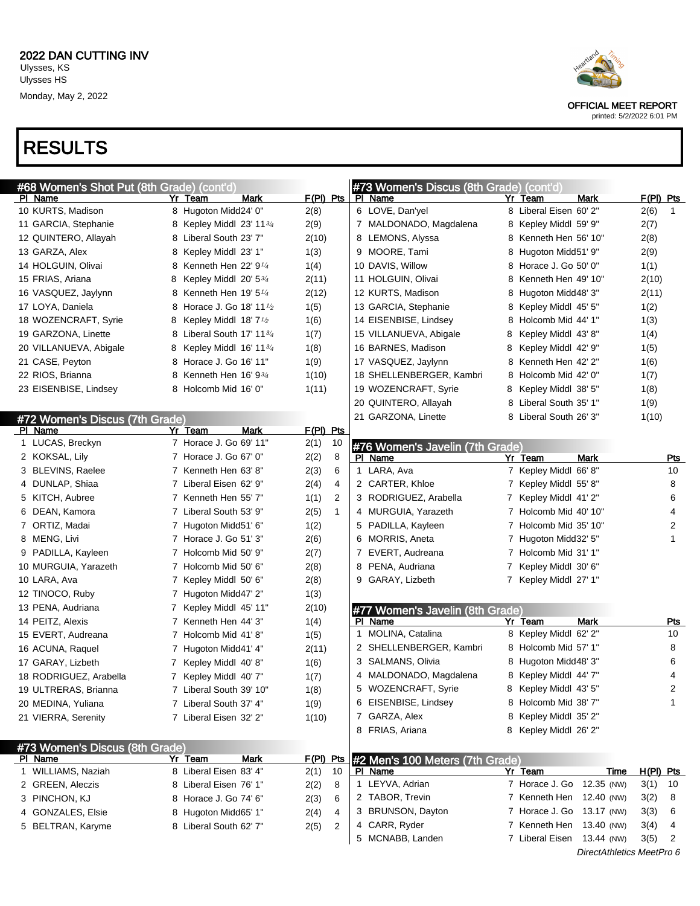# RESULTS

## #68 Women's Shot Put (8th Grade) (cont'd)

| Pl | Name | Yr | Team | Mark | F(Pl) | Pts |
|---|---|---|---|---|---|---|
| 10 | KURTS, Madison | 8 | Hugoton Midd | 24' 0" | 2(8) | |
| 11 | GARCIA, Stephanie | 8 | Kepley Middl | 23' 11¾ | 2(9) | |
| 12 | QUINTERO, Allayah | 8 | Liberal South | 23' 7" | 2(10) | |
| 13 | GARZA, Alex | 8 | Kepley Middl | 23' 1" | 1(3) | |
| 14 | HOLGUIN, Olivai | 8 | Kenneth Hen | 22' 9¼ | 1(4) | |
| 15 | FRIAS, Ariana | 8 | Kepley Middl | 20' 5¾ | 2(11) | |
| 16 | VASQUEZ, Jaylynn | 8 | Kenneth Hen | 19' 5¼ | 2(12) | |
| 17 | LOYA, Daniela | 8 | Horace J. Go | 18' 11½ | 1(5) | |
| 18 | WOZENCRAFT, Syrie | 8 | Kepley Middl | 18' 7½ | 1(6) | |
| 19 | GARZONA, Linette | 8 | Liberal South | 17' 11¾ | 1(7) | |
| 20 | VILLANUEVA, Abigale | 8 | Kepley Middl | 16' 11¾ | 1(8) | |
| 21 | CASE, Peyton | 8 | Horace J. Go | 16' 11" | 1(9) | |
| 22 | RIOS, Brianna | 8 | Kenneth Hen | 16' 9¾ | 1(10) | |
| 23 | EISENBISE, Lindsey | 8 | Holcomb Mid | 16' 0" | 1(11) | |

## #72 Women's Discus (7th Grade)

| Pl | Name | Yr | Team | Mark | F(Pl) | Pts |
|---|---|---|---|---|---|---|
| 1 | LUCAS, Breckyn | 7 | Horace J. Go | 69' 11" | 2(1) | 10 |
| 2 | KOKSAL, Lily | 7 | Horace J. Go | 67' 0" | 2(2) | 8 |
| 3 | BLEVINS, Raelee | 7 | Kenneth Hen | 63' 8" | 2(3) | 6 |
| 4 | DUNLAP, Shiaa | 7 | Liberal Eisen | 62' 9" | 2(4) | 4 |
| 5 | KITCH, Aubree | 7 | Kenneth Hen | 55' 7" | 1(1) | 2 |
| 6 | DEAN, Kamora | 7 | Liberal South | 53' 9" | 2(5) | 1 |
| 7 | ORTIZ, Madai | 7 | Hugoton Midd | 51' 6" | 1(2) | |
| 8 | MENG, Livi | 7 | Horace J. Go | 51' 3" | 2(6) | |
| 9 | PADILLA, Kayleen | 7 | Holcomb Mid | 50' 9" | 2(7) | |
| 10 | MURGUIA, Yarazeth | 7 | Holcomb Mid | 50' 6" | 2(8) | |
| 10 | LARA, Ava | 7 | Kepley Middl | 50' 6" | 2(8) | |
| 12 | TINOCO, Ruby | 7 | Hugoton Midd | 47' 2" | 1(3) | |
| 13 | PENA, Audriana | 7 | Kepley Middl | 45' 11" | 2(10) | |
| 14 | PEITZ, Alexis | 7 | Kenneth Hen | 44' 3" | 1(4) | |
| 15 | EVERT, Audreana | 7 | Holcomb Mid | 41' 8" | 1(5) | |
| 16 | ACUNA, Raquel | 7 | Hugoton Midd | 41' 4" | 2(11) | |
| 17 | GARAY, Lizbeth | 7 | Kepley Middl | 40' 8" | 1(6) | |
| 18 | RODRIGUEZ, Arabella | 7 | Kepley Middl | 40' 7" | 1(7) | |
| 19 | ULTRERAS, Brianna | 7 | Liberal South | 39' 10" | 1(8) | |
| 20 | MEDINA, Yuliana | 7 | Liberal South | 37' 4" | 1(9) | |
| 21 | VIERRA, Serenity | 7 | Liberal Eisen | 32' 2" | 1(10) | |

## #73 Women's Discus (8th Grade)

| Pl | Name | Yr | Team | Mark | F(Pl) | Pts |
|---|---|---|---|---|---|---|
| 1 | WILLIAMS, Naziah | 8 | Liberal Eisen | 83' 4" | 2(1) | 10 |
| 2 | GREEN, Aleczis | 8 | Liberal Eisen | 76' 1" | 2(2) | 8 |
| 3 | PINCHON, KJ | 8 | Horace J. Go | 74' 6" | 2(3) | 6 |
| 4 | GONZALES, Elsie | 8 | Hugoton Midd | 65' 1" | 2(4) | 4 |
| 5 | BELTRAN, Karyme | 8 | Liberal South | 62' 7" | 2(5) | 2 |
| 6 | LOVE, Dan'yel | 8 | Liberal Eisen | 60' 2" | 2(6) | 1 |
| 7 | MALDONADO, Magdalena | 8 | Kepley Middl | 59' 9" | 2(7) | |
| 8 | LEMONS, Alyssa | 8 | Kenneth Hen | 56' 10" | 2(8) | |
| 9 | MOORE, Tami | 8 | Hugoton Midd | 51' 9" | 2(9) | |
| 10 | DAVIS, Willow | 8 | Horace J. Go | 50' 0" | 1(1) | |
| 11 | HOLGUIN, Olivai | 8 | Kenneth Hen | 49' 10" | 2(10) | |
| 12 | KURTS, Madison | 8 | Hugoton Midd | 48' 3" | 2(11) | |
| 13 | GARCIA, Stephanie | 8 | Kepley Middl | 45' 5" | 1(2) | |
| 14 | EISENBISE, Lindsey | 8 | Holcomb Mid | 44' 1" | 1(3) | |
| 15 | VILLANUEVA, Abigale | 8 | Kepley Middl | 43' 8" | 1(4) | |
| 16 | BARNES, Madison | 8 | Kepley Middl | 42' 9" | 1(5) | |
| 17 | VASQUEZ, Jaylynn | 8 | Kenneth Hen | 42' 2" | 1(6) | |
| 18 | SHELLENBERGER, Kambri | 8 | Holcomb Mid | 42' 0" | 1(7) | |
| 19 | WOZENCRAFT, Syrie | 8 | Kepley Middl | 38' 5" | 1(8) | |
| 20 | QUINTERO, Allayah | 8 | Liberal South | 35' 1" | 1(9) | |
| 21 | GARZONA, Linette | 8 | Liberal South | 26' 3" | 1(10) | |

## #76 Women's Javelin (7th Grade)

| Pl | Name | Yr | Team | Mark | Pts |
|---|---|---|---|---|---|
| 1 | LARA, Ava | 7 | Kepley Middl | 66' 8" | 10 |
| 2 | CARTER, Khloe | 7 | Kepley Middl | 55' 8" | 8 |
| 3 | RODRIGUEZ, Arabella | 7 | Kepley Middl | 41' 2" | 6 |
| 4 | MURGUIA, Yarazeth | 7 | Holcomb Mid | 40' 10" | 4 |
| 5 | PADILLA, Kayleen | 7 | Holcomb Mid | 35' 10" | 2 |
| 6 | MORRIS, Aneta | 7 | Hugoton Midd | 32' 5" | 1 |
| 7 | EVERT, Audreana | 7 | Holcomb Mid | 31' 1" | |
| 8 | PENA, Audriana | 7 | Kepley Middl | 30' 6" | |
| 9 | GARAY, Lizbeth | 7 | Kepley Middl | 27' 1" | |

## #77 Women's Javelin (8th Grade)

| Pl | Name | Yr | Team | Mark | Pts |
|---|---|---|---|---|---|
| 1 | MOLINA, Catalina | 8 | Kepley Middl | 62' 2" | 10 |
| 2 | SHELLENBERGER, Kambri | 8 | Holcomb Mid | 57' 1" | 8 |
| 3 | SALMANS, Olivia | 8 | Hugoton Midd | 48' 3" | 6 |
| 4 | MALDONADO, Magdalena | 8 | Kepley Middl | 44' 7" | 4 |
| 5 | WOZENCRAFT, Syrie | 8 | Kepley Middl | 43' 5" | 2 |
| 6 | EISENBISE, Lindsey | 8 | Holcomb Mid | 38' 7" | 1 |
| 7 | GARZA, Alex | 8 | Kepley Middl | 35' 2" | |
| 8 | FRIAS, Ariana | 8 | Kepley Middl | 26' 2" | |

## #2 Men's 100 Meters (7th Grade)

| Pl | Name | Yr | Team | Time | | H(Pl) | Pts |
|---|---|---|---|---|---|---|---|
| 1 | LEYVA, Adrian | 7 | Horace J. Go | 12.35 | (NW) | 3(1) | 10 |
| 2 | TABOR, Trevin | 7 | Kenneth Hen | 12.40 | (NW) | 3(2) | 8 |
| 3 | BRUNSON, Dayton | 7 | Horace J. Go | 13.17 | (NW) | 3(3) | 6 |
| 4 | CARR, Ryder | 7 | Kenneth Hen | 13.40 | (NW) | 3(4) | 4 |
| 5 | MCNABB, Landen | 7 | Liberal Eisen | 13.44 | (NW) | 3(5) | 2 |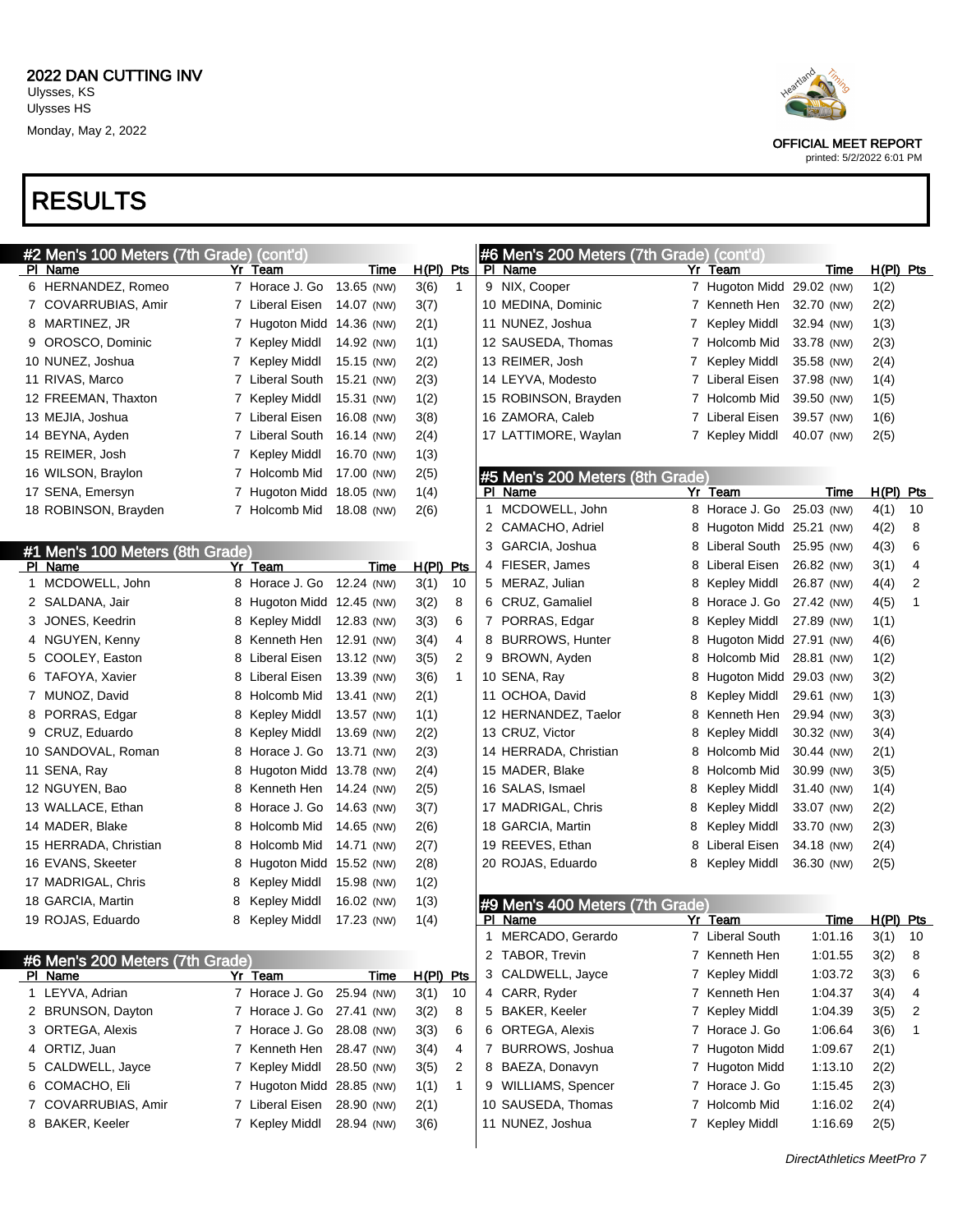## 2022 DAN CUTTING INV

Ulysses, KS
Ulysses HS
Monday, May 2, 2022

OFFICIAL MEET REPORT
printed: 5/2/2022 6:01 PM

# RESULTS

### #2 Men's 100 Meters (7th Grade) (cont'd)

| Pl | Name | Yr | Team | Time | H(Pl) | Pts |
|---|---|---|---|---|---|---|
| 6 | HERNANDEZ, Romeo | 7 | Horace J. Go | 13.65 (NW) | 3(6) | 1 |
| 7 | COVARRUBIAS, Amir | 7 | Liberal Eisen | 14.07 (NW) | 3(7) | |
| 8 | MARTINEZ, JR | 7 | Hugoton Midd | 14.36 (NW) | 2(1) | |
| 9 | OROSCO, Dominic | 7 | Kepley Middl | 14.92 (NW) | 1(1) | |
| 10 | NUNEZ, Joshua | 7 | Kepley Middl | 15.15 (NW) | 2(2) | |
| 11 | RIVAS, Marco | 7 | Liberal South | 15.21 (NW) | 2(3) | |
| 12 | FREEMAN, Thaxton | 7 | Kepley Middl | 15.31 (NW) | 1(2) | |
| 13 | MEJIA, Joshua | 7 | Liberal Eisen | 16.08 (NW) | 3(8) | |
| 14 | BEYNA, Ayden | 7 | Liberal South | 16.14 (NW) | 2(4) | |
| 15 | REIMER, Josh | 7 | Kepley Middl | 16.70 (NW) | 1(3) | |
| 16 | WILSON, Braylon | 7 | Holcomb Mid | 17.00 (NW) | 2(5) | |
| 17 | SENA, Emersyn | 7 | Hugoton Midd | 18.05 (NW) | 1(4) | |
| 18 | ROBINSON, Brayden | 7 | Holcomb Mid | 18.08 (NW) | 2(6) | |

### #1 Men's 100 Meters (8th Grade)

| Pl | Name | Yr | Team | Time | H(Pl) | Pts |
|---|---|---|---|---|---|---|
| 1 | MCDOWELL, John | 8 | Horace J. Go | 12.24 (NW) | 3(1) | 10 |
| 2 | SALDANA, Jair | 8 | Hugoton Midd | 12.45 (NW) | 3(2) | 8 |
| 3 | JONES, Keedrin | 8 | Kepley Middl | 12.83 (NW) | 3(3) | 6 |
| 4 | NGUYEN, Kenny | 8 | Kenneth Hen | 12.91 (NW) | 3(4) | 4 |
| 5 | COOLEY, Easton | 8 | Liberal Eisen | 13.12 (NW) | 3(5) | 2 |
| 6 | TAFOYA, Xavier | 8 | Liberal Eisen | 13.39 (NW) | 3(6) | 1 |
| 7 | MUNOZ, David | 8 | Holcomb Mid | 13.41 (NW) | 2(1) | |
| 8 | PORRAS, Edgar | 8 | Kepley Middl | 13.57 (NW) | 1(1) | |
| 9 | CRUZ, Eduardo | 8 | Kepley Middl | 13.69 (NW) | 2(2) | |
| 10 | SANDOVAL, Roman | 8 | Horace J. Go | 13.71 (NW) | 2(3) | |
| 11 | SENA, Ray | 8 | Hugoton Midd | 13.78 (NW) | 2(4) | |
| 12 | NGUYEN, Bao | 8 | Kenneth Hen | 14.24 (NW) | 2(5) | |
| 13 | WALLACE, Ethan | 8 | Horace J. Go | 14.63 (NW) | 3(7) | |
| 14 | MADER, Blake | 8 | Holcomb Mid | 14.65 (NW) | 2(6) | |
| 15 | HERRADA, Christian | 8 | Holcomb Mid | 14.71 (NW) | 2(7) | |
| 16 | EVANS, Skeeter | 8 | Hugoton Midd | 15.52 (NW) | 2(8) | |
| 17 | MADRIGAL, Chris | 8 | Kepley Middl | 15.98 (NW) | 1(2) | |
| 18 | GARCIA, Martin | 8 | Kepley Middl | 16.02 (NW) | 1(3) | |
| 19 | ROJAS, Eduardo | 8 | Kepley Middl | 17.23 (NW) | 1(4) | |

### #6 Men's 200 Meters (7th Grade)

| Pl | Name | Yr | Team | Time | H(Pl) | Pts |
|---|---|---|---|---|---|---|
| 1 | LEYVA, Adrian | 7 | Horace J. Go | 25.94 (NW) | 3(1) | 10 |
| 2 | BRUNSON, Dayton | 7 | Horace J. Go | 27.41 (NW) | 3(2) | 8 |
| 3 | ORTEGA, Alexis | 7 | Horace J. Go | 28.08 (NW) | 3(3) | 6 |
| 4 | ORTIZ, Juan | 7 | Kenneth Hen | 28.47 (NW) | 3(4) | 4 |
| 5 | CALDWELL, Jayce | 7 | Kepley Middl | 28.50 (NW) | 3(5) | 2 |
| 6 | COMACHO, Eli | 7 | Hugoton Midd | 28.85 (NW) | 1(1) | 1 |
| 7 | COVARRUBIAS, Amir | 7 | Liberal Eisen | 28.90 (NW) | 2(1) | |
| 8 | BAKER, Keeler | 7 | Kepley Middl | 28.94 (NW) | 3(6) | |
| 9 | NIX, Cooper | 7 | Hugoton Midd | 29.02 (NW) | 1(2) | |
| 10 | MEDINA, Dominic | 7 | Kenneth Hen | 32.70 (NW) | 2(2) | |
| 11 | NUNEZ, Joshua | 7 | Kepley Middl | 32.94 (NW) | 1(3) | |
| 12 | SAUSEDA, Thomas | 7 | Holcomb Mid | 33.78 (NW) | 2(3) | |
| 13 | REIMER, Josh | 7 | Kepley Middl | 35.58 (NW) | 2(4) | |
| 14 | LEYVA, Modesto | 7 | Liberal Eisen | 37.98 (NW) | 1(4) | |
| 15 | ROBINSON, Brayden | 7 | Holcomb Mid | 39.50 (NW) | 1(5) | |
| 16 | ZAMORA, Caleb | 7 | Liberal Eisen | 39.57 (NW) | 1(6) | |
| 17 | LATTIMORE, Waylan | 7 | Kepley Middl | 40.07 (NW) | 2(5) | |

### #5 Men's 200 Meters (8th Grade)

| Pl | Name | Yr | Team | Time | H(Pl) | Pts |
|---|---|---|---|---|---|---|
| 1 | MCDOWELL, John | 8 | Horace J. Go | 25.03 (NW) | 4(1) | 10 |
| 2 | CAMACHO, Adriel | 8 | Hugoton Midd | 25.21 (NW) | 4(2) | 8 |
| 3 | GARCIA, Joshua | 8 | Liberal South | 25.95 (NW) | 4(3) | 6 |
| 4 | FIESER, James | 8 | Liberal Eisen | 26.82 (NW) | 3(1) | 4 |
| 5 | MERAZ, Julian | 8 | Kepley Middl | 26.87 (NW) | 4(4) | 2 |
| 6 | CRUZ, Gamaliel | 8 | Horace J. Go | 27.42 (NW) | 4(5) | 1 |
| 7 | PORRAS, Edgar | 8 | Kepley Middl | 27.89 (NW) | 1(1) | |
| 8 | BURROWS, Hunter | 8 | Hugoton Midd | 27.91 (NW) | 4(6) | |
| 9 | BROWN, Ayden | 8 | Holcomb Mid | 28.81 (NW) | 1(2) | |
| 10 | SENA, Ray | 8 | Hugoton Midd | 29.03 (NW) | 3(2) | |
| 11 | OCHOA, David | 8 | Kepley Middl | 29.61 (NW) | 1(3) | |
| 12 | HERNANDEZ, Taelor | 8 | Kenneth Hen | 29.94 (NW) | 3(3) | |
| 13 | CRUZ, Victor | 8 | Kepley Middl | 30.32 (NW) | 3(4) | |
| 14 | HERRADA, Christian | 8 | Holcomb Mid | 30.44 (NW) | 2(1) | |
| 15 | MADER, Blake | 8 | Holcomb Mid | 30.99 (NW) | 3(5) | |
| 16 | SALAS, Ismael | 8 | Kepley Middl | 31.40 (NW) | 1(4) | |
| 17 | MADRIGAL, Chris | 8 | Kepley Middl | 33.07 (NW) | 2(2) | |
| 18 | GARCIA, Martin | 8 | Kepley Middl | 33.70 (NW) | 2(3) | |
| 19 | REEVES, Ethan | 8 | Liberal Eisen | 34.18 (NW) | 2(4) | |
| 20 | ROJAS, Eduardo | 8 | Kepley Middl | 36.30 (NW) | 2(5) | |

### #9 Men's 400 Meters (7th Grade)

| Pl | Name | Yr | Team | Time | H(Pl) | Pts |
|---|---|---|---|---|---|---|
| 1 | MERCADO, Gerardo | 7 | Liberal South | 1:01.16 | 3(1) | 10 |
| 2 | TABOR, Trevin | 7 | Kenneth Hen | 1:01.55 | 3(2) | 8 |
| 3 | CALDWELL, Jayce | 7 | Kepley Middl | 1:03.72 | 3(3) | 6 |
| 4 | CARR, Ryder | 7 | Kenneth Hen | 1:04.37 | 3(4) | 4 |
| 5 | BAKER, Keeler | 7 | Kepley Middl | 1:04.39 | 3(5) | 2 |
| 6 | ORTEGA, Alexis | 7 | Horace J. Go | 1:06.64 | 3(6) | 1 |
| 7 | BURROWS, Joshua | 7 | Hugoton Midd | 1:09.67 | 2(1) | |
| 8 | BAEZA, Donavyn | 7 | Hugoton Midd | 1:13.10 | 2(2) | |
| 9 | WILLIAMS, Spencer | 7 | Horace J. Go | 1:15.45 | 2(3) | |
| 10 | SAUSEDA, Thomas | 7 | Holcomb Mid | 1:16.02 | 2(4) | |
| 11 | NUNEZ, Joshua | 7 | Kepley Middl | 1:16.69 | 2(5) | |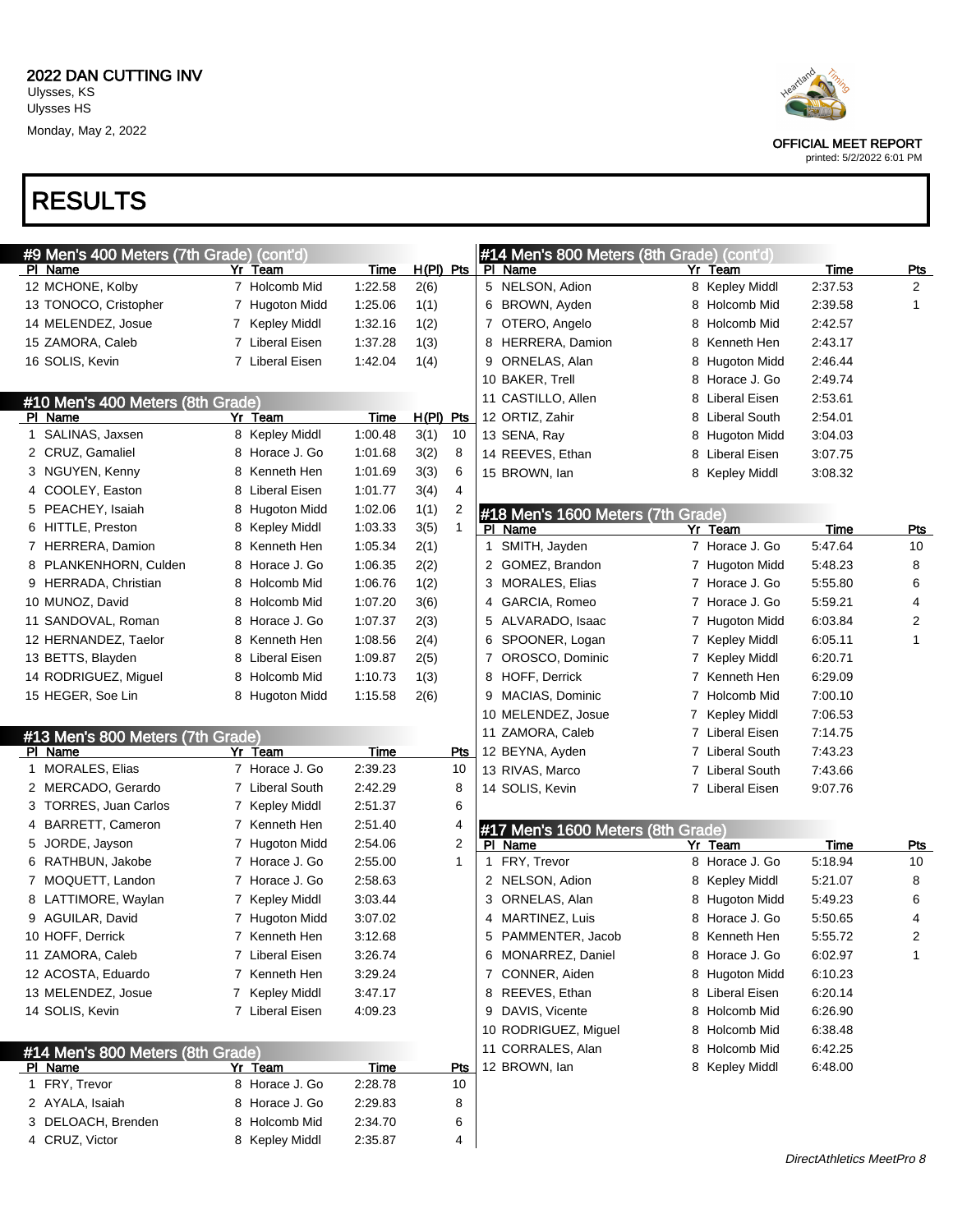# 2022 DAN CUTTING INV

Ulysses, KS
Ulysses HS
Monday, May 2, 2022

OFFICIAL MEET REPORT
printed: 5/2/2022 6:01 PM

# RESULTS

## #9 Men's 400 Meters (7th Grade) (cont'd)

| Pl | Name | Yr | Team | Time | H(Pl) | Pts |
|---|---|---|---|---|---|---|
| 12 | MCHONE, Kolby | 7 | Holcomb Mid | 1:22.58 | 2(6) | |
| 13 | TONOCO, Cristopher | 7 | Hugoton Midd | 1:25.06 | 1(1) | |
| 14 | MELENDEZ, Josue | 7 | Kepley Middl | 1:32.16 | 1(2) | |
| 15 | ZAMORA, Caleb | 7 | Liberal Eisen | 1:37.28 | 1(3) | |
| 16 | SOLIS, Kevin | 7 | Liberal Eisen | 1:42.04 | 1(4) | |

## #10 Men's 400 Meters (8th Grade)

| Pl | Name | Yr | Team | Time | H(Pl) | Pts |
|---|---|---|---|---|---|---|
| 1 | SALINAS, Jaxsen | 8 | Kepley Middl | 1:00.48 | 3(1) | 10 |
| 2 | CRUZ, Gamaliel | 8 | Horace J. Go | 1:01.68 | 3(2) | 8 |
| 3 | NGUYEN, Kenny | 8 | Kenneth Hen | 1:01.69 | 3(3) | 6 |
| 4 | COOLEY, Easton | 8 | Liberal Eisen | 1:01.77 | 3(4) | 4 |
| 5 | PEACHEY, Isaiah | 8 | Hugoton Midd | 1:02.06 | 1(1) | 2 |
| 6 | HITTLE, Preston | 8 | Kepley Middl | 1:03.33 | 3(5) | 1 |
| 7 | HERRERA, Damion | 8 | Kenneth Hen | 1:05.34 | 2(1) | |
| 8 | PLANKENHORN, Culden | 8 | Horace J. Go | 1:06.35 | 2(2) | |
| 9 | HERRADA, Christian | 8 | Holcomb Mid | 1:06.76 | 1(2) | |
| 10 | MUNOZ, David | 8 | Holcomb Mid | 1:07.20 | 3(6) | |
| 11 | SANDOVAL, Roman | 8 | Horace J. Go | 1:07.37 | 2(3) | |
| 12 | HERNANDEZ, Taelor | 8 | Kenneth Hen | 1:08.56 | 2(4) | |
| 13 | BETTS, Blayden | 8 | Liberal Eisen | 1:09.87 | 2(5) | |
| 14 | RODRIGUEZ, Miguel | 8 | Holcomb Mid | 1:10.73 | 1(3) | |
| 15 | HEGER, Soe Lin | 8 | Hugoton Midd | 1:15.58 | 2(6) | |

## #13 Men's 800 Meters (7th Grade)

| Pl | Name | Yr | Team | Time | Pts |
|---|---|---|---|---|---|
| 1 | MORALES, Elias | 7 | Horace J. Go | 2:39.23 | 10 |
| 2 | MERCADO, Gerardo | 7 | Liberal South | 2:42.29 | 8 |
| 3 | TORRES, Juan Carlos | 7 | Kepley Middl | 2:51.37 | 6 |
| 4 | BARRETT, Cameron | 7 | Kenneth Hen | 2:51.40 | 4 |
| 5 | JORDE, Jayson | 7 | Hugoton Midd | 2:54.06 | 2 |
| 6 | RATHBUN, Jakobe | 7 | Horace J. Go | 2:55.00 | 1 |
| 7 | MOQUETT, Landon | 7 | Horace J. Go | 2:58.63 | |
| 8 | LATTIMORE, Waylan | 7 | Kepley Middl | 3:03.44 | |
| 9 | AGUILAR, David | 7 | Hugoton Midd | 3:07.02 | |
| 10 | HOFF, Derrick | 7 | Kenneth Hen | 3:12.68 | |
| 11 | ZAMORA, Caleb | 7 | Liberal Eisen | 3:26.74 | |
| 12 | ACOSTA, Eduardo | 7 | Kenneth Hen | 3:29.24 | |
| 13 | MELENDEZ, Josue | 7 | Kepley Middl | 3:47.17 | |
| 14 | SOLIS, Kevin | 7 | Liberal Eisen | 4:09.23 | |

## #14 Men's 800 Meters (8th Grade)

| Pl | Name | Yr | Team | Time | Pts |
|---|---|---|---|---|---|
| 1 | FRY, Trevor | 8 | Horace J. Go | 2:28.78 | 10 |
| 2 | AYALA, Isaiah | 8 | Horace J. Go | 2:29.83 | 8 |
| 3 | DELOACH, Brenden | 8 | Holcomb Mid | 2:34.70 | 6 |
| 4 | CRUZ, Victor | 8 | Kepley Middl | 2:35.87 | 4 |
| 5 | NELSON, Adion | 8 | Kepley Middl | 2:37.53 | 2 |
| 6 | BROWN, Ayden | 8 | Holcomb Mid | 2:39.58 | 1 |
| 7 | OTERO, Angelo | 8 | Holcomb Mid | 2:42.57 | |
| 8 | HERRERA, Damion | 8 | Kenneth Hen | 2:43.17 | |
| 9 | ORNELAS, Alan | 8 | Hugoton Midd | 2:46.44 | |
| 10 | BAKER, Trell | 8 | Horace J. Go | 2:49.74 | |
| 11 | CASTILLO, Allen | 8 | Liberal Eisen | 2:53.61 | |
| 12 | ORTIZ, Zahir | 8 | Liberal South | 2:54.01 | |
| 13 | SENA, Ray | 8 | Hugoton Midd | 3:04.03 | |
| 14 | REEVES, Ethan | 8 | Liberal Eisen | 3:07.75 | |
| 15 | BROWN, Ian | 8 | Kepley Middl | 3:08.32 | |

## #18 Men's 1600 Meters (7th Grade)

| Pl | Name | Yr | Team | Time | Pts |
|---|---|---|---|---|---|
| 1 | SMITH, Jayden | 7 | Horace J. Go | 5:47.64 | 10 |
| 2 | GOMEZ, Brandon | 7 | Hugoton Midd | 5:48.23 | 8 |
| 3 | MORALES, Elias | 7 | Horace J. Go | 5:55.80 | 6 |
| 4 | GARCIA, Romeo | 7 | Horace J. Go | 5:59.21 | 4 |
| 5 | ALVARADO, Isaac | 7 | Hugoton Midd | 6:03.84 | 2 |
| 6 | SPOONER, Logan | 7 | Kepley Middl | 6:05.11 | 1 |
| 7 | OROSCO, Dominic | 7 | Kepley Middl | 6:20.71 | |
| 8 | HOFF, Derrick | 7 | Kenneth Hen | 6:29.09 | |
| 9 | MACIAS, Dominic | 7 | Holcomb Mid | 7:00.10 | |
| 10 | MELENDEZ, Josue | 7 | Kepley Middl | 7:06.53 | |
| 11 | ZAMORA, Caleb | 7 | Liberal Eisen | 7:14.75 | |
| 12 | BEYNA, Ayden | 7 | Liberal South | 7:43.23 | |
| 13 | RIVAS, Marco | 7 | Liberal South | 7:43.66 | |
| 14 | SOLIS, Kevin | 7 | Liberal Eisen | 9:07.76 | |

## #17 Men's 1600 Meters (8th Grade)

| Pl | Name | Yr | Team | Time | Pts |
|---|---|---|---|---|---|
| 1 | FRY, Trevor | 8 | Horace J. Go | 5:18.94 | 10 |
| 2 | NELSON, Adion | 8 | Kepley Middl | 5:21.07 | 8 |
| 3 | ORNELAS, Alan | 8 | Hugoton Midd | 5:49.23 | 6 |
| 4 | MARTINEZ, Luis | 8 | Horace J. Go | 5:50.65 | 4 |
| 5 | PAMMENTER, Jacob | 8 | Kenneth Hen | 5:55.72 | 2 |
| 6 | MONARREZ, Daniel | 8 | Horace J. Go | 6:02.97 | 1 |
| 7 | CONNER, Aiden | 8 | Hugoton Midd | 6:10.23 | |
| 8 | REEVES, Ethan | 8 | Liberal Eisen | 6:20.14 | |
| 9 | DAVIS, Vicente | 8 | Holcomb Mid | 6:26.90 | |
| 10 | RODRIGUEZ, Miguel | 8 | Holcomb Mid | 6:38.48 | |
| 11 | CORRALES, Alan | 8 | Holcomb Mid | 6:42.25 | |
| 12 | BROWN, Ian | 8 | Kepley Middl | 6:48.00 | |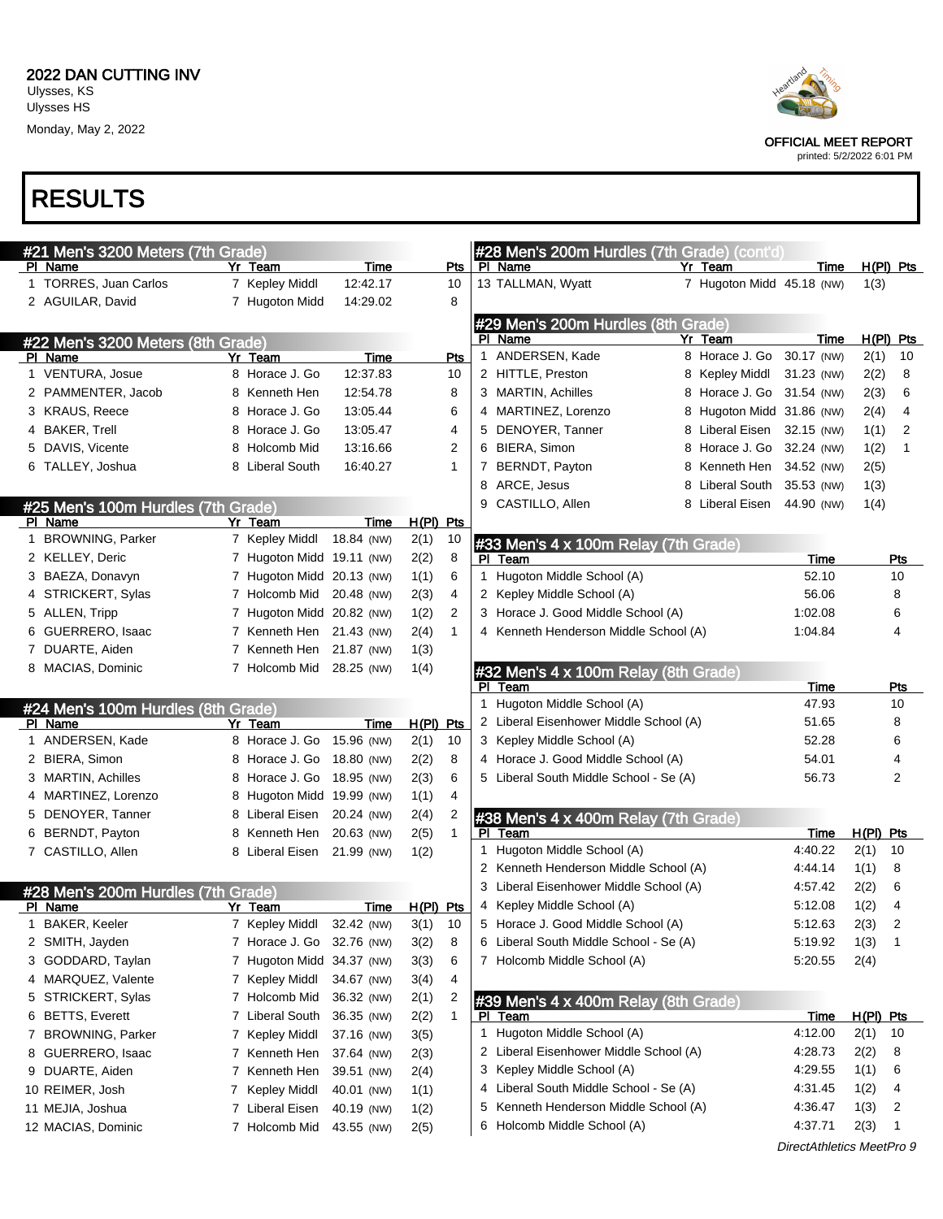2022 DAN CUTTING INV
Ulysses, KS
Ulysses HS
Monday, May 2, 2022

OFFICIAL MEET REPORT
printed: 5/2/2022 6:01 PM

# RESULTS

## #21 Men's 3200 Meters (7th Grade)

| Pl | Name | Yr | Team | Time | Pts |
|---|---|---|---|---|---|
| 1 | TORRES, Juan Carlos | 7 | Kepley Middl | 12:42.17 | 10 |
| 2 | AGUILAR, David | 7 | Hugoton Midd | 14:29.02 | 8 |

## #22 Men's 3200 Meters (8th Grade)

| Pl | Name | Yr | Team | Time | Pts |
|---|---|---|---|---|---|
| 1 | VENTURA, Josue | 8 | Horace J. Go | 12:37.83 | 10 |
| 2 | PAMMENTER, Jacob | 8 | Kenneth Hen | 12:54.78 | 8 |
| 3 | KRAUS, Reece | 8 | Horace J. Go | 13:05.44 | 6 |
| 4 | BAKER, Trell | 8 | Horace J. Go | 13:05.47 | 4 |
| 5 | DAVIS, Vicente | 8 | Holcomb Mid | 13:16.66 | 2 |
| 6 | TALLEY, Joshua | 8 | Liberal South | 16:40.27 | 1 |

## #25 Men's 100m Hurdles (7th Grade)

| Pl | Name | Yr | Team | Time | H(Pl) | Pts |
|---|---|---|---|---|---|---|
| 1 | BROWNING, Parker | 7 | Kepley Middl | 18.84 (NW) | 2(1) | 10 |
| 2 | KELLEY, Deric | 7 | Hugoton Midd | 19.11 (NW) | 2(2) | 8 |
| 3 | BAEZA, Donavyn | 7 | Hugoton Midd | 20.13 (NW) | 1(1) | 6 |
| 4 | STRICKERT, Sylas | 7 | Holcomb Mid | 20.48 (NW) | 2(3) | 4 |
| 5 | ALLEN, Tripp | 7 | Hugoton Midd | 20.82 (NW) | 1(2) | 2 |
| 6 | GUERRERO, Isaac | 7 | Kenneth Hen | 21.43 (NW) | 2(4) | 1 |
| 7 | DUARTE, Aiden | 7 | Kenneth Hen | 21.87 (NW) | 1(3) | |
| 8 | MACIAS, Dominic | 7 | Holcomb Mid | 28.25 (NW) | 1(4) | |

## #24 Men's 100m Hurdles (8th Grade)

| Pl | Name | Yr | Team | Time | H(Pl) | Pts |
|---|---|---|---|---|---|---|
| 1 | ANDERSEN, Kade | 8 | Horace J. Go | 15.96 (NW) | 2(1) | 10 |
| 2 | BIERA, Simon | 8 | Horace J. Go | 18.80 (NW) | 2(2) | 8 |
| 3 | MARTIN, Achilles | 8 | Horace J. Go | 18.95 (NW) | 2(3) | 6 |
| 4 | MARTINEZ, Lorenzo | 8 | Hugoton Midd | 19.99 (NW) | 1(1) | 4 |
| 5 | DENOYER, Tanner | 8 | Liberal Eisen | 20.24 (NW) | 2(4) | 2 |
| 6 | BERNDT, Payton | 8 | Kenneth Hen | 20.63 (NW) | 2(5) | 1 |
| 7 | CASTILLO, Allen | 8 | Liberal Eisen | 21.99 (NW) | 1(2) | |

## #28 Men's 200m Hurdles (7th Grade)

| Pl | Name | Yr | Team | Time | H(Pl) | Pts |
|---|---|---|---|---|---|---|
| 1 | BAKER, Keeler | 7 | Kepley Middl | 32.42 (NW) | 3(1) | 10 |
| 2 | SMITH, Jayden | 7 | Horace J. Go | 32.76 (NW) | 3(2) | 8 |
| 3 | GODDARD, Taylan | 7 | Hugoton Midd | 34.37 (NW) | 3(3) | 6 |
| 4 | MARQUEZ, Valente | 7 | Kepley Middl | 34.67 (NW) | 3(4) | 4 |
| 5 | STRICKERT, Sylas | 7 | Holcomb Mid | 36.32 (NW) | 2(1) | 2 |
| 6 | BETTS, Everett | 7 | Liberal South | 36.35 (NW) | 2(2) | 1 |
| 7 | BROWNING, Parker | 7 | Kepley Middl | 37.16 (NW) | 3(5) | |
| 8 | GUERRERO, Isaac | 7 | Kenneth Hen | 37.64 (NW) | 2(3) | |
| 9 | DUARTE, Aiden | 7 | Kenneth Hen | 39.51 (NW) | 2(4) | |
| 10 | REIMER, Josh | 7 | Kepley Middl | 40.01 (NW) | 1(1) | |
| 11 | MEJIA, Joshua | 7 | Liberal Eisen | 40.19 (NW) | 1(2) | |
| 12 | MACIAS, Dominic | 7 | Holcomb Mid | 43.55 (NW) | 2(5) | |
| 13 | TALLMAN, Wyatt | 7 | Hugoton Midd | 45.18 (NW) | 1(3) | |

## #29 Men's 200m Hurdles (8th Grade)

| Pl | Name | Yr | Team | Time | H(Pl) | Pts |
|---|---|---|---|---|---|---|
| 1 | ANDERSEN, Kade | 8 | Horace J. Go | 30.17 (NW) | 2(1) | 10 |
| 2 | HITTLE, Preston | 8 | Kepley Middl | 31.23 (NW) | 2(2) | 8 |
| 3 | MARTIN, Achilles | 8 | Horace J. Go | 31.54 (NW) | 2(3) | 6 |
| 4 | MARTINEZ, Lorenzo | 8 | Hugoton Midd | 31.86 (NW) | 2(4) | 4 |
| 5 | DENOYER, Tanner | 8 | Liberal Eisen | 32.15 (NW) | 1(1) | 2 |
| 6 | BIERA, Simon | 8 | Horace J. Go | 32.24 (NW) | 1(2) | 1 |
| 7 | BERNDT, Payton | 8 | Kenneth Hen | 34.52 (NW) | 2(5) | |
| 8 | ARCE, Jesus | 8 | Liberal South | 35.53 (NW) | 1(3) | |
| 9 | CASTILLO, Allen | 8 | Liberal Eisen | 44.90 (NW) | 1(4) | |

## #33 Men's 4 x 100m Relay (7th Grade)

| Pl | Team | Time | Pts |
|---|---|---|---|
| 1 | Hugoton Middle School (A) | 52.10 | 10 |
| 2 | Kepley Middle School (A) | 56.06 | 8 |
| 3 | Horace J. Good Middle School (A) | 1:02.08 | 6 |
| 4 | Kenneth Henderson Middle School (A) | 1:04.84 | 4 |

## #32 Men's 4 x 100m Relay (8th Grade)

| Pl | Team | Time | Pts |
|---|---|---|---|
| 1 | Hugoton Middle School (A) | 47.93 | 10 |
| 2 | Liberal Eisenhower Middle School (A) | 51.65 | 8 |
| 3 | Kepley Middle School (A) | 52.28 | 6 |
| 4 | Horace J. Good Middle School (A) | 54.01 | 4 |
| 5 | Liberal South Middle School - Se (A) | 56.73 | 2 |

## #38 Men's 4 x 400m Relay (7th Grade)

| Pl | Team | Time | H(Pl) | Pts |
|---|---|---|---|---|
| 1 | Hugoton Middle School (A) | 4:40.22 | 2(1) | 10 |
| 2 | Kenneth Henderson Middle School (A) | 4:44.14 | 1(1) | 8 |
| 3 | Liberal Eisenhower Middle School (A) | 4:57.42 | 2(2) | 6 |
| 4 | Kepley Middle School (A) | 5:12.08 | 1(2) | 4 |
| 5 | Horace J. Good Middle School (A) | 5:12.63 | 2(3) | 2 |
| 6 | Liberal South Middle School - Se (A) | 5:19.92 | 1(3) | 1 |
| 7 | Holcomb Middle School (A) | 5:20.55 | 2(4) | |

## #39 Men's 4 x 400m Relay (8th Grade)

| Pl | Team | Time | H(Pl) | Pts |
|---|---|---|---|---|
| 1 | Hugoton Middle School (A) | 4:12.00 | 2(1) | 10 |
| 2 | Liberal Eisenhower Middle School (A) | 4:28.73 | 2(2) | 8 |
| 3 | Kepley Middle School (A) | 4:29.55 | 1(1) | 6 |
| 4 | Liberal South Middle School - Se (A) | 4:31.45 | 1(2) | 4 |
| 5 | Kenneth Henderson Middle School (A) | 4:36.47 | 1(3) | 2 |
| 6 | Holcomb Middle School (A) | 4:37.71 | 2(3) | 1 |

DirectAthletics MeetPro 9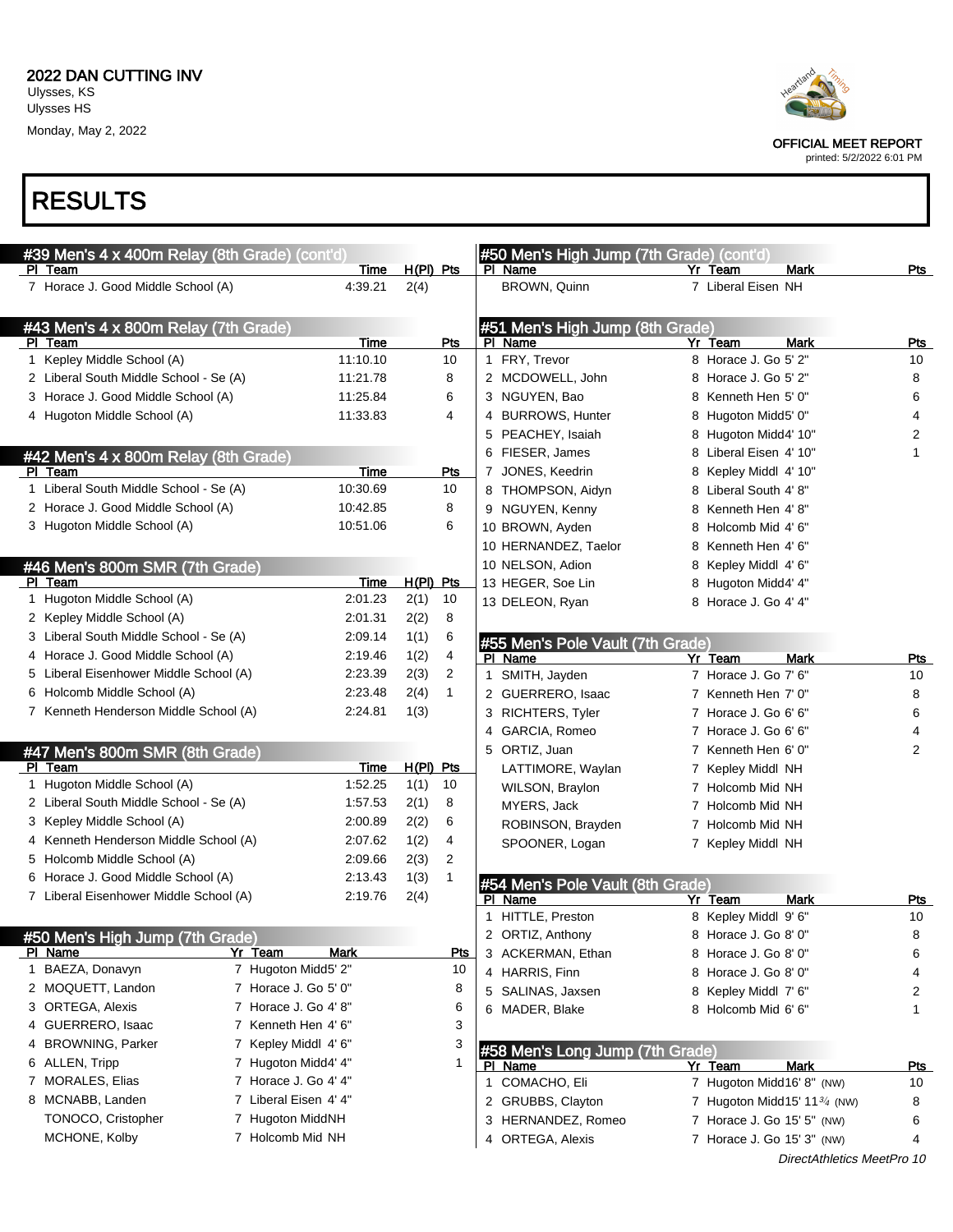# 2022 DAN CUTTING INV

Ulysses, KS
Ulysses HS
Monday, May 2, 2022

OFFICIAL MEET REPORT
printed: 5/2/2022 6:01 PM

# RESULTS

## #39 Men's 4 x 400m Relay (8th Grade) (cont'd)

| Pl | Team | Time | H(Pl) | Pts |
|---|---|---|---|---|
| 7 | Horace J. Good Middle School (A) | 4:39.21 | 2(4) | |

## #43 Men's 4 x 800m Relay (7th Grade)

| Pl | Team | Time | Pts |
|---|---|---|---|
| 1 | Kepley Middle School (A) | 11:10.10 | 10 |
| 2 | Liberal South Middle School - Se (A) | 11:21.78 | 8 |
| 3 | Horace J. Good Middle School (A) | 11:25.84 | 6 |
| 4 | Hugoton Middle School (A) | 11:33.83 | 4 |

## #42 Men's 4 x 800m Relay (8th Grade)

| Pl | Team | Time | Pts |
|---|---|---|---|
| 1 | Liberal South Middle School - Se (A) | 10:30.69 | 10 |
| 2 | Horace J. Good Middle School (A) | 10:42.85 | 8 |
| 3 | Hugoton Middle School (A) | 10:51.06 | 6 |

## #46 Men's 800m SMR (7th Grade)

| Pl | Team | Time | H(Pl) | Pts |
|---|---|---|---|---|
| 1 | Hugoton Middle School (A) | 2:01.23 | 2(1) | 10 |
| 2 | Kepley Middle School (A) | 2:01.31 | 2(2) | 8 |
| 3 | Liberal South Middle School - Se (A) | 2:09.14 | 1(1) | 6 |
| 4 | Horace J. Good Middle School (A) | 2:19.46 | 1(2) | 4 |
| 5 | Liberal Eisenhower Middle School (A) | 2:23.39 | 2(3) | 2 |
| 6 | Holcomb Middle School (A) | 2:23.48 | 2(4) | 1 |
| 7 | Kenneth Henderson Middle School (A) | 2:24.81 | 1(3) | |

## #47 Men's 800m SMR (8th Grade)

| Pl | Team | Time | H(Pl) | Pts |
|---|---|---|---|---|
| 1 | Hugoton Middle School (A) | 1:52.25 | 1(1) | 10 |
| 2 | Liberal South Middle School - Se (A) | 1:57.53 | 2(1) | 8 |
| 3 | Kepley Middle School (A) | 2:00.89 | 2(2) | 6 |
| 4 | Kenneth Henderson Middle School (A) | 2:07.62 | 1(2) | 4 |
| 5 | Holcomb Middle School (A) | 2:09.66 | 2(3) | 2 |
| 6 | Horace J. Good Middle School (A) | 2:13.43 | 1(3) | 1 |
| 7 | Liberal Eisenhower Middle School (A) | 2:19.76 | 2(4) | |

## #50 Men's High Jump (7th Grade)

| Pl | Name | Yr | Team | Mark | Pts |
|---|---|---|---|---|---|
| 1 | BAEZA, Donavyn | 7 | Hugoton Midd | 5' 2" | 10 |
| 2 | MOQUETT, Landon | 7 | Horace J. Go | 5' 0" | 8 |
| 3 | ORTEGA, Alexis | 7 | Horace J. Go | 4' 8" | 6 |
| 4 | GUERRERO, Isaac | 7 | Kenneth Hen | 4' 6" | 3 |
| 4 | BROWNING, Parker | 7 | Kepley Middl | 4' 6" | 3 |
| 6 | ALLEN, Tripp | 7 | Hugoton Midd | 4' 4" | 1 |
| 7 | MORALES, Elias | 7 | Horace J. Go | 4' 4" | |
| 8 | MCNABB, Landen | 7 | Liberal Eisen | 4' 4" | |
| | TONOCO, Cristopher | 7 | Hugoton Midd | NH | |
| | MCHONE, Kolby | 7 | Holcomb Mid | NH | |
| | BROWN, Quinn | 7 | Liberal Eisen | NH | |

## #51 Men's High Jump (8th Grade)

| Pl | Name | Yr | Team | Mark | Pts |
|---|---|---|---|---|---|
| 1 | FRY, Trevor | 8 | Horace J. Go | 5' 2" | 10 |
| 2 | MCDOWELL, John | 8 | Horace J. Go | 5' 2" | 8 |
| 3 | NGUYEN, Bao | 8 | Kenneth Hen | 5' 0" | 6 |
| 4 | BURROWS, Hunter | 8 | Hugoton Midd | 5' 0" | 4 |
| 5 | PEACHEY, Isaiah | 8 | Hugoton Midd | 4' 10" | 2 |
| 6 | FIESER, James | 8 | Liberal Eisen | 4' 10" | 1 |
| 7 | JONES, Keedrin | 8 | Kepley Middl | 4' 10" | |
| 8 | THOMPSON, Aidyn | 8 | Liberal South | 4' 8" | |
| 9 | NGUYEN, Kenny | 8 | Kenneth Hen | 4' 8" | |
| 10 | BROWN, Ayden | 8 | Holcomb Mid | 4' 6" | |
| 10 | HERNANDEZ, Taelor | 8 | Kenneth Hen | 4' 6" | |
| 10 | NELSON, Adion | 8 | Kepley Middl | 4' 6" | |
| 13 | HEGER, Soe Lin | 8 | Hugoton Midd | 4' 4" | |
| 13 | DELEON, Ryan | 8 | Horace J. Go | 4' 4" | |

## #55 Men's Pole Vault (7th Grade)

| Pl | Name | Yr | Team | Mark | Pts |
|---|---|---|---|---|---|
| 1 | SMITH, Jayden | 7 | Horace J. Go | 7' 6" | 10 |
| 2 | GUERRERO, Isaac | 7 | Kenneth Hen | 7' 0" | 8 |
| 3 | RICHTERS, Tyler | 7 | Horace J. Go | 6' 6" | 6 |
| 4 | GARCIA, Romeo | 7 | Horace J. Go | 6' 6" | 4 |
| 5 | ORTIZ, Juan | 7 | Kenneth Hen | 6' 0" | 2 |
| | LATTIMORE, Waylan | 7 | Kepley Middl | NH | |
| | WILSON, Braylon | 7 | Holcomb Mid | NH | |
| | MYERS, Jack | 7 | Holcomb Mid | NH | |
| | ROBINSON, Brayden | 7 | Holcomb Mid | NH | |
| | SPOONER, Logan | 7 | Kepley Middl | NH | |

## #54 Men's Pole Vault (8th Grade)

| Pl | Name | Yr | Team | Mark | Pts |
|---|---|---|---|---|---|
| 1 | HITTLE, Preston | 8 | Kepley Middl | 9' 6" | 10 |
| 2 | ORTIZ, Anthony | 8 | Horace J. Go | 8' 0" | 8 |
| 3 | ACKERMAN, Ethan | 8 | Horace J. Go | 8' 0" | 6 |
| 4 | HARRIS, Finn | 8 | Horace J. Go | 8' 0" | 4 |
| 5 | SALINAS, Jaxsen | 8 | Kepley Middl | 7' 6" | 2 |
| 6 | MADER, Blake | 8 | Holcomb Mid | 6' 6" | 1 |

## #58 Men's Long Jump (7th Grade)

| Pl | Name | Yr | Team | Mark | Pts |
|---|---|---|---|---|---|
| 1 | COMACHO, Eli | 7 | Hugoton Midd | 16' 8" (NW) | 10 |
| 2 | GRUBBS, Clayton | 7 | Hugoton Midd | 15' 11¾ (NW) | 8 |
| 3 | HERNANDEZ, Romeo | 7 | Horace J. Go | 15' 5" (NW) | 6 |
| 4 | ORTEGA, Alexis | 7 | Horace J. Go | 15' 3" (NW) | 4 |

DirectAthletics MeetPro 10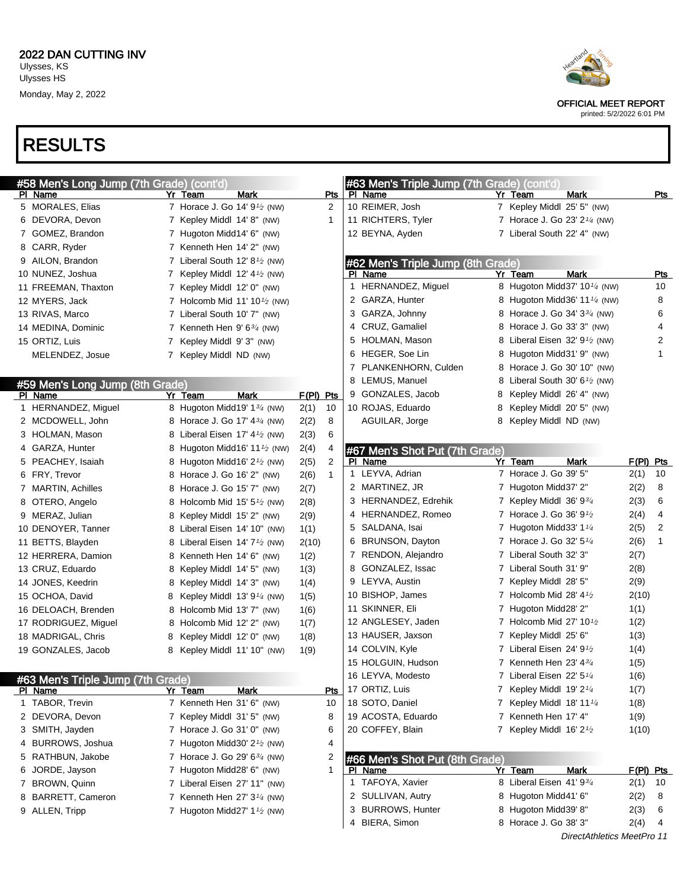2022 DAN CUTTING INV
Ulysses, KS
Ulysses HS
Monday, May 2, 2022

OFFICIAL MEET REPORT
printed: 5/2/2022 6:01 PM

# RESULTS

## #58 Men's Long Jump (7th Grade) (cont'd)

| Pl | Name | Yr | Team | Mark | Pts |
|---|---|---|---|---|---|
| 5 | MORALES, Elias | 7 | Horace J. Go | 14' 9½ (NW) | 2 |
| 6 | DEVORA, Devon | 7 | Kepley Middl | 14' 8" (NW) | 1 |
| 7 | GOMEZ, Brandon | 7 | Hugoton Midd | 14' 6" (NW) | |
| 8 | CARR, Ryder | 7 | Kenneth Hen | 14' 2" (NW) | |
| 9 | AILON, Brandon | 7 | Liberal South | 12' 8½ (NW) | |
| 10 | NUNEZ, Joshua | 7 | Kepley Middl | 12' 4½ (NW) | |
| 11 | FREEMAN, Thaxton | 7 | Kepley Middl | 12' 0" (NW) | |
| 12 | MYERS, Jack | 7 | Holcomb Mid | 11' 10½ (NW) | |
| 13 | RIVAS, Marco | 7 | Liberal South | 10' 7" (NW) | |
| 14 | MEDINA, Dominic | 7 | Kenneth Hen | 9' 6¾ (NW) | |
| 15 | ORTIZ, Luis | 7 | Kepley Middl | 9' 3" (NW) | |
| | MELENDEZ, Josue | 7 | Kepley Middl | ND (NW) | |

## #59 Men's Long Jump (8th Grade)

| Pl | Name | Yr | Team | Mark | F(Pl) | Pts |
|---|---|---|---|---|---|---|
| 1 | HERNANDEZ, Miguel | 8 | Hugoton Midd | 19' 1¾ (NW) | 2(1) | 10 |
| 2 | MCDOWELL, John | 8 | Horace J. Go | 17' 4¾ (NW) | 2(2) | 8 |
| 3 | HOLMAN, Mason | 8 | Liberal Eisen | 17' 4½ (NW) | 2(3) | 6 |
| 4 | GARZA, Hunter | 8 | Hugoton Midd | 16' 11½ (NW) | 2(4) | 4 |
| 5 | PEACHEY, Isaiah | 8 | Hugoton Midd | 16' 2½ (NW) | 2(5) | 2 |
| 6 | FRY, Trevor | 8 | Horace J. Go | 16' 2" (NW) | 2(6) | 1 |
| 7 | MARTIN, Achilles | 8 | Horace J. Go | 15' 7" (NW) | 2(7) | |
| 8 | OTERO, Angelo | 8 | Holcomb Mid | 15' 5½ (NW) | 2(8) | |
| 9 | MERAZ, Julian | 8 | Kepley Middl | 15' 2" (NW) | 2(9) | |
| 10 | DENOYER, Tanner | 8 | Liberal Eisen | 14' 10" (NW) | 1(1) | |
| 11 | BETTS, Blayden | 8 | Liberal Eisen | 14' 7½ (NW) | 2(10) | |
| 12 | HERRERA, Damion | 8 | Kenneth Hen | 14' 6" (NW) | 1(2) | |
| 13 | CRUZ, Eduardo | 8 | Kepley Middl | 14' 5" (NW) | 1(3) | |
| 14 | JONES, Keedrin | 8 | Kepley Middl | 14' 3" (NW) | 1(4) | |
| 15 | OCHOA, David | 8 | Kepley Middl | 13' 9¼ (NW) | 1(5) | |
| 16 | DELOACH, Brenden | 8 | Holcomb Mid | 13' 7" (NW) | 1(6) | |
| 17 | RODRIGUEZ, Miguel | 8 | Holcomb Mid | 12' 2" (NW) | 1(7) | |
| 18 | MADRIGAL, Chris | 8 | Kepley Middl | 12' 0" (NW) | 1(8) | |
| 19 | GONZALES, Jacob | 8 | Kepley Middl | 11' 10" (NW) | 1(9) | |

## #63 Men's Triple Jump (7th Grade)

| Pl | Name | Yr | Team | Mark | Pts |
|---|---|---|---|---|---|
| 1 | TABOR, Trevin | 7 | Kenneth Hen | 31' 6" (NW) | 10 |
| 2 | DEVORA, Devon | 7 | Kepley Middl | 31' 5" (NW) | 8 |
| 3 | SMITH, Jayden | 7 | Horace J. Go | 31' 0" (NW) | 6 |
| 4 | BURROWS, Joshua | 7 | Hugoton Midd | 30' 2½ (NW) | 4 |
| 5 | RATHBUN, Jakobe | 7 | Horace J. Go | 29' 6¾ (NW) | 2 |
| 6 | JORDE, Jayson | 7 | Hugoton Midd | 28' 6" (NW) | 1 |
| 7 | BROWN, Quinn | 7 | Liberal Eisen | 27' 11" (NW) | |
| 8 | BARRETT, Cameron | 7 | Kenneth Hen | 27' 3¼ (NW) | |
| 9 | ALLEN, Tripp | 7 | Hugoton Midd | 27' 1½ (NW) | |
| 10 | REIMER, Josh | 7 | Kepley Middl | 25' 5" (NW) | |
| 11 | RICHTERS, Tyler | 7 | Horace J. Go | 23' 2¼ (NW) | |
| 12 | BEYNA, Ayden | 7 | Liberal South | 22' 4" (NW) | |

## #62 Men's Triple Jump (8th Grade)

| Pl | Name | Yr | Team | Mark | Pts |
|---|---|---|---|---|---|
| 1 | HERNANDEZ, Miguel | 8 | Hugoton Midd | 37' 10¼ (NW) | 10 |
| 2 | GARZA, Hunter | 8 | Hugoton Midd | 36' 11¼ (NW) | 8 |
| 3 | GARZA, Johnny | 8 | Horace J. Go | 34' 3¾ (NW) | 6 |
| 4 | CRUZ, Gamaliel | 8 | Horace J. Go | 33' 3" (NW) | 4 |
| 5 | HOLMAN, Mason | 8 | Liberal Eisen | 32' 9½ (NW) | 2 |
| 6 | HEGER, Soe Lin | 8 | Hugoton Midd | 31' 9" (NW) | 1 |
| 7 | PLANKENHORN, Culden | 8 | Horace J. Go | 30' 10" (NW) | |
| 8 | LEMUS, Manuel | 8 | Liberal South | 30' 6½ (NW) | |
| 9 | GONZALES, Jacob | 8 | Kepley Middl | 26' 4" (NW) | |
| 10 | ROJAS, Eduardo | 8 | Kepley Middl | 20' 5" (NW) | |
| | AGUILAR, Jorge | 8 | Kepley Middl | ND (NW) | |

## #67 Men's Shot Put (7th Grade)

| Pl | Name | Yr | Team | Mark | F(Pl) | Pts |
|---|---|---|---|---|---|---|
| 1 | LEYVA, Adrian | 7 | Horace J. Go | 39' 5" | 2(1) | 10 |
| 2 | MARTINEZ, JR | 7 | Hugoton Midd | 37' 2" | 2(2) | 8 |
| 3 | HERNANDEZ, Edrehik | 7 | Kepley Middl | 36' 9¾ | 2(3) | 6 |
| 4 | HERNANDEZ, Romeo | 7 | Horace J. Go | 36' 9½ | 2(4) | 4 |
| 5 | SALDANA, Isai | 7 | Hugoton Midd | 33' 1¼ | 2(5) | 2 |
| 6 | BRUNSON, Dayton | 7 | Horace J. Go | 32' 5¼ | 2(6) | 1 |
| 7 | RENDON, Alejandro | 7 | Liberal South | 32' 3" | 2(7) | |
| 8 | GONZALEZ, Issac | 7 | Liberal South | 31' 9" | 2(8) | |
| 9 | LEYVA, Austin | 7 | Kepley Middl | 28' 5" | 2(9) | |
| 10 | BISHOP, James | 7 | Holcomb Mid | 28' 4½ | 2(10) | |
| 11 | SKINNER, Eli | 7 | Hugoton Midd | 28' 2" | 1(1) | |
| 12 | ANGLESEY, Jaden | 7 | Holcomb Mid | 27' 10½ | 1(2) | |
| 13 | HAUSER, Jaxson | 7 | Kepley Middl | 25' 6" | 1(3) | |
| 14 | COLVIN, Kyle | 7 | Liberal Eisen | 24' 9½ | 1(4) | |
| 15 | HOLGUIN, Hudson | 7 | Kenneth Hen | 23' 4¾ | 1(5) | |
| 16 | LEYVA, Modesto | 7 | Liberal Eisen | 22' 5¼ | 1(6) | |
| 17 | ORTIZ, Luis | 7 | Kepley Middl | 19' 2¼ | 1(7) | |
| 18 | SOTO, Daniel | 7 | Kepley Middl | 18' 11¼ | 1(8) | |
| 19 | ACOSTA, Eduardo | 7 | Kenneth Hen | 17' 4" | 1(9) | |
| 20 | COFFEY, Blain | 7 | Kepley Middl | 16' 2½ | 1(10) | |

## #66 Men's Shot Put (8th Grade)

| Pl | Name | Yr | Team | Mark | F(Pl) | Pts |
|---|---|---|---|---|---|---|
| 1 | TAFOYA, Xavier | 8 | Liberal Eisen | 41' 9¾ | 2(1) | 10 |
| 2 | SULLIVAN, Autry | 8 | Hugoton Midd | 41' 6" | 2(2) | 8 |
| 3 | BURROWS, Hunter | 8 | Hugoton Midd | 39' 8" | 2(3) | 6 |
| 4 | BIERA, Simon | 8 | Horace J. Go | 38' 3" | 2(4) | 4 |

DirectAthletics MeetPro 11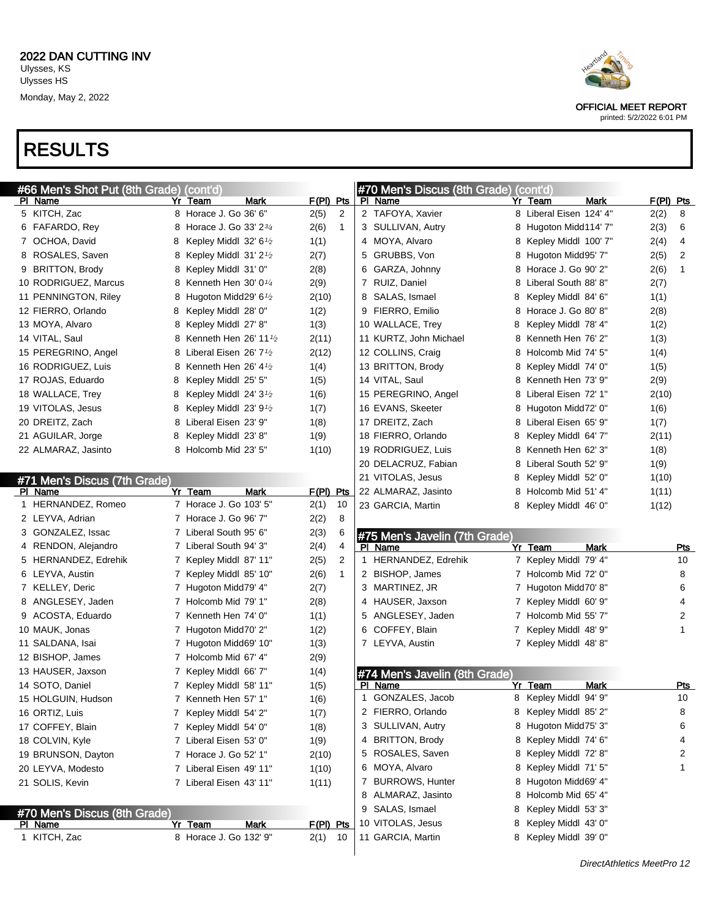# RESULTS

### #66 Men's Shot Put (8th Grade) (cont'd)

| Pl | Name | Yr | Team | Mark | F(Pl) | Pts |
|---|---|---|---|---|---|---|
| 5 | KITCH, Zac | 8 | Horace J. Go | 36' 6" | 2(5) | 2 |
| 6 | FAFARDO, Rey | 8 | Horace J. Go | 33' 2¾ | 2(6) | 1 |
| 7 | OCHOA, David | 8 | Kepley Middl | 32' 6½ | 1(1) | |
| 8 | ROSALES, Saven | 8 | Kepley Middl | 31' 2½ | 2(7) | |
| 9 | BRITTON, Brody | 8 | Kepley Middl | 31' 0" | 2(8) | |
| 10 | RODRIGUEZ, Marcus | 8 | Kenneth Hen | 30' 0¼ | 2(9) | |
| 11 | PENNINGTON, Riley | 8 | Hugoton Midd | 29' 6½ | 2(10) | |
| 12 | FIERRO, Orlando | 8 | Kepley Middl | 28' 0" | 1(2) | |
| 13 | MOYA, Alvaro | 8 | Kepley Middl | 27' 8" | 1(3) | |
| 14 | VITAL, Saul | 8 | Kenneth Hen | 26' 11½ | 2(11) | |
| 15 | PEREGRINO, Angel | 8 | Liberal Eisen | 26' 7½ | 2(12) | |
| 16 | RODRIGUEZ, Luis | 8 | Kenneth Hen | 26' 4½ | 1(4) | |
| 17 | ROJAS, Eduardo | 8 | Kepley Middl | 25' 5" | 1(5) | |
| 18 | WALLACE, Trey | 8 | Kepley Middl | 24' 3½ | 1(6) | |
| 19 | VITOLAS, Jesus | 8 | Kepley Middl | 23' 9½ | 1(7) | |
| 20 | DREITZ, Zach | 8 | Liberal Eisen | 23' 9" | 1(8) | |
| 21 | AGUILAR, Jorge | 8 | Kepley Middl | 23' 8" | 1(9) | |
| 22 | ALMARAZ, Jasinto | 8 | Holcomb Mid | 23' 5" | 1(10) | |

### #71 Men's Discus (7th Grade)

| Pl | Name | Yr | Team | Mark | F(Pl) | Pts |
|---|---|---|---|---|---|---|
| 1 | HERNANDEZ, Romeo | 7 | Horace J. Go | 103' 5" | 2(1) | 10 |
| 2 | LEYVA, Adrian | 7 | Horace J. Go | 96' 7" | 2(2) | 8 |
| 3 | GONZALEZ, Issac | 7 | Liberal South | 95' 6" | 2(3) | 6 |
| 4 | RENDON, Alejandro | 7 | Liberal South | 94' 3" | 2(4) | 4 |
| 5 | HERNANDEZ, Edrehik | 7 | Kepley Middl | 87' 11" | 2(5) | 2 |
| 6 | LEYVA, Austin | 7 | Kepley Middl | 85' 10" | 2(6) | 1 |
| 7 | KELLEY, Deric | 7 | Hugoton Midd | 79' 4" | 2(7) | |
| 8 | ANGLESEY, Jaden | 7 | Holcomb Mid | 79' 1" | 2(8) | |
| 9 | ACOSTA, Eduardo | 7 | Kenneth Hen | 74' 0" | 1(1) | |
| 10 | MAUK, Jonas | 7 | Hugoton Midd | 70' 2" | 1(2) | |
| 11 | SALDANA, Isai | 7 | Hugoton Midd | 69' 10" | 1(3) | |
| 12 | BISHOP, James | 7 | Holcomb Mid | 67' 4" | 2(9) | |
| 13 | HAUSER, Jaxson | 7 | Kepley Middl | 66' 7" | 1(4) | |
| 14 | SOTO, Daniel | 7 | Kepley Middl | 58' 11" | 1(5) | |
| 15 | HOLGUIN, Hudson | 7 | Kenneth Hen | 57' 1" | 1(6) | |
| 16 | ORTIZ, Luis | 7 | Kepley Middl | 54' 2" | 1(7) | |
| 17 | COFFEY, Blain | 7 | Kepley Middl | 54' 0" | 1(8) | |
| 18 | COLVIN, Kyle | 7 | Liberal Eisen | 53' 0" | 1(9) | |
| 19 | BRUNSON, Dayton | 7 | Horace J. Go | 52' 1" | 2(10) | |
| 20 | LEYVA, Modesto | 7 | Liberal Eisen | 49' 11" | 1(10) | |
| 21 | SOLIS, Kevin | 7 | Liberal Eisen | 43' 11" | 1(11) | |

### #70 Men's Discus (8th Grade)

| Pl | Name | Yr | Team | Mark | F(Pl) | Pts |
|---|---|---|---|---|---|---|
| 1 | KITCH, Zac | 8 | Horace J. Go | 132' 9" | 2(1) | 10 |
| 2 | TAFOYA, Xavier | 8 | Liberal Eisen | 124' 4" | 2(2) | 8 |
| 3 | SULLIVAN, Autry | 8 | Hugoton Midd | 114' 7" | 2(3) | 6 |
| 4 | MOYA, Alvaro | 8 | Kepley Middl | 100' 7" | 2(4) | 4 |
| 5 | GRUBBS, Von | 8 | Hugoton Midd | 95' 7" | 2(5) | 2 |
| 6 | GARZA, Johnny | 8 | Horace J. Go | 90' 2" | 2(6) | 1 |
| 7 | RUIZ, Daniel | 8 | Liberal South | 88' 8" | 2(7) | |
| 8 | SALAS, Ismael | 8 | Kepley Middl | 84' 6" | 1(1) | |
| 9 | FIERRO, Emilio | 8 | Horace J. Go | 80' 8" | 2(8) | |
| 10 | WALLACE, Trey | 8 | Kepley Middl | 78' 4" | 1(2) | |
| 11 | KURTZ, John Michael | 8 | Kenneth Hen | 76' 2" | 1(3) | |
| 12 | COLLINS, Craig | 8 | Holcomb Mid | 74' 5" | 1(4) | |
| 13 | BRITTON, Brody | 8 | Kepley Middl | 74' 0" | 1(5) | |
| 14 | VITAL, Saul | 8 | Kenneth Hen | 73' 9" | 2(9) | |
| 15 | PEREGRINO, Angel | 8 | Liberal Eisen | 72' 1" | 2(10) | |
| 16 | EVANS, Skeeter | 8 | Hugoton Midd | 72' 0" | 1(6) | |
| 17 | DREITZ, Zach | 8 | Liberal Eisen | 65' 9" | 1(7) | |
| 18 | FIERRO, Orlando | 8 | Kepley Middl | 64' 7" | 2(11) | |
| 19 | RODRIGUEZ, Luis | 8 | Kenneth Hen | 62' 3" | 1(8) | |
| 20 | DELACRUZ, Fabian | 8 | Liberal South | 52' 9" | 1(9) | |
| 21 | VITOLAS, Jesus | 8 | Kepley Middl | 52' 0" | 1(10) | |
| 22 | ALMARAZ, Jasinto | 8 | Holcomb Mid | 51' 4" | 1(11) | |
| 23 | GARCIA, Martin | 8 | Kepley Middl | 46' 0" | 1(12) | |

### #75 Men's Javelin (7th Grade)

| Pl | Name | Yr | Team | Mark | Pts |
|---|---|---|---|---|---|
| 1 | HERNANDEZ, Edrehik | 7 | Kepley Middl | 79' 4" | 10 |
| 2 | BISHOP, James | 7 | Holcomb Mid | 72' 0" | 8 |
| 3 | MARTINEZ, JR | 7 | Hugoton Midd | 70' 8" | 6 |
| 4 | HAUSER, Jaxson | 7 | Kepley Middl | 60' 9" | 4 |
| 5 | ANGLESEY, Jaden | 7 | Holcomb Mid | 55' 7" | 2 |
| 6 | COFFEY, Blain | 7 | Kepley Middl | 48' 9" | 1 |
| 7 | LEYVA, Austin | 7 | Kepley Middl | 48' 8" | |

### #74 Men's Javelin (8th Grade)

| Pl | Name | Yr | Team | Mark | Pts |
|---|---|---|---|---|---|
| 1 | GONZALES, Jacob | 8 | Kepley Middl | 94' 9" | 10 |
| 2 | FIERRO, Orlando | 8 | Kepley Middl | 85' 2" | 8 |
| 3 | SULLIVAN, Autry | 8 | Hugoton Midd | 75' 3" | 6 |
| 4 | BRITTON, Brody | 8 | Kepley Middl | 74' 6" | 4 |
| 5 | ROSALES, Saven | 8 | Kepley Middl | 72' 8" | 2 |
| 6 | MOYA, Alvaro | 8 | Kepley Middl | 71' 5" | 1 |
| 7 | BURROWS, Hunter | 8 | Hugoton Midd | 69' 4" | |
| 8 | ALMARAZ, Jasinto | 8 | Holcomb Mid | 65' 4" | |
| 9 | SALAS, Ismael | 8 | Kepley Middl | 53' 3" | |
| 10 | VITOLAS, Jesus | 8 | Kepley Middl | 43' 0" | |
| 11 | GARCIA, Martin | 8 | Kepley Middl | 39' 0" | |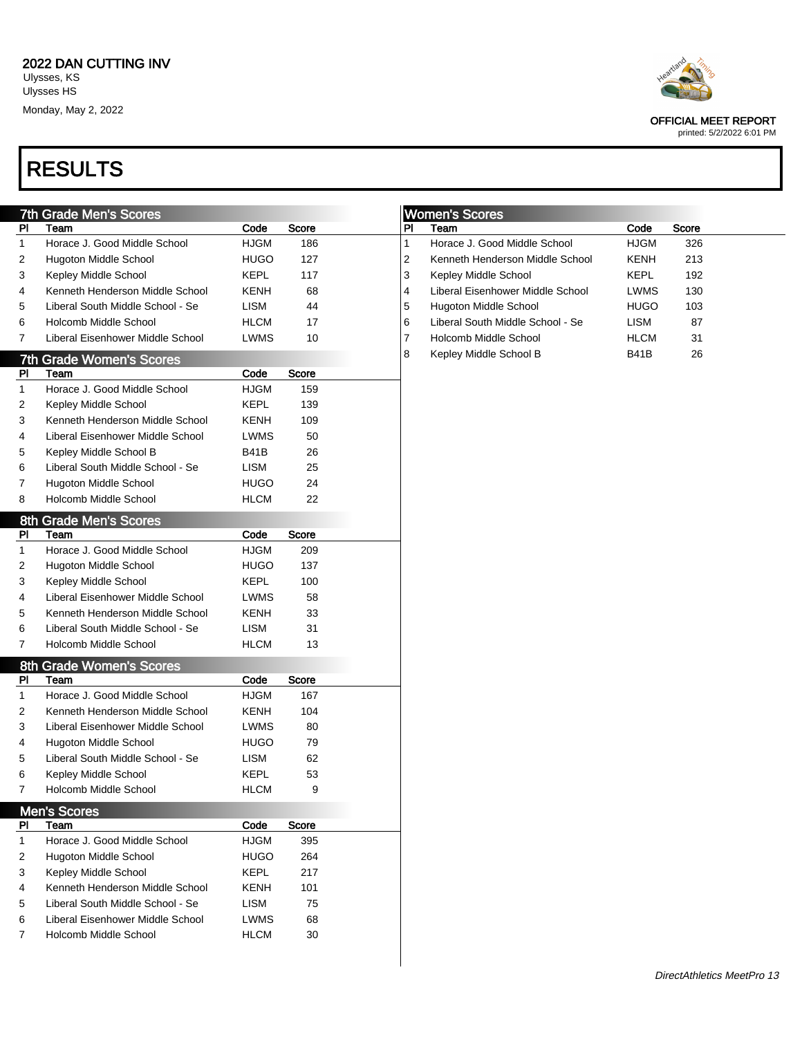2022 DAN CUTTING INV
Ulysses, KS
Ulysses HS
Monday, May 2, 2022

OFFICIAL MEET REPORT
printed: 5/2/2022 6:01 PM

# RESULTS

## 7th Grade Men's Scores

| Pl | Team | Code | Score |
|---|---|---|---|
| 1 | Horace J. Good Middle School | HJGM | 186 |
| 2 | Hugoton Middle School | HUGO | 127 |
| 3 | Kepley Middle School | KEPL | 117 |
| 4 | Kenneth Henderson Middle School | KENH | 68 |
| 5 | Liberal South Middle School - Se | LISM | 44 |
| 6 | Holcomb Middle School | HLCM | 17 |
| 7 | Liberal Eisenhower Middle School | LWMS | 10 |

## 7th Grade Women's Scores

| Pl | Team | Code | Score |
|---|---|---|---|
| 1 | Horace J. Good Middle School | HJGM | 159 |
| 2 | Kepley Middle School | KEPL | 139 |
| 3 | Kenneth Henderson Middle School | KENH | 109 |
| 4 | Liberal Eisenhower Middle School | LWMS | 50 |
| 5 | Kepley Middle School B | B41B | 26 |
| 6 | Liberal South Middle School - Se | LISM | 25 |
| 7 | Hugoton Middle School | HUGO | 24 |
| 8 | Holcomb Middle School | HLCM | 22 |

## 8th Grade Men's Scores

| Pl | Team | Code | Score |
|---|---|---|---|
| 1 | Horace J. Good Middle School | HJGM | 209 |
| 2 | Hugoton Middle School | HUGO | 137 |
| 3 | Kepley Middle School | KEPL | 100 |
| 4 | Liberal Eisenhower Middle School | LWMS | 58 |
| 5 | Kenneth Henderson Middle School | KENH | 33 |
| 6 | Liberal South Middle School - Se | LISM | 31 |
| 7 | Holcomb Middle School | HLCM | 13 |

## 8th Grade Women's Scores

| Pl | Team | Code | Score |
|---|---|---|---|
| 1 | Horace J. Good Middle School | HJGM | 167 |
| 2 | Kenneth Henderson Middle School | KENH | 104 |
| 3 | Liberal Eisenhower Middle School | LWMS | 80 |
| 4 | Hugoton Middle School | HUGO | 79 |
| 5 | Liberal South Middle School - Se | LISM | 62 |
| 6 | Kepley Middle School | KEPL | 53 |
| 7 | Holcomb Middle School | HLCM | 9 |

## Men's Scores

| Pl | Team | Code | Score |
|---|---|---|---|
| 1 | Horace J. Good Middle School | HJGM | 395 |
| 2 | Hugoton Middle School | HUGO | 264 |
| 3 | Kepley Middle School | KEPL | 217 |
| 4 | Kenneth Henderson Middle School | KENH | 101 |
| 5 | Liberal South Middle School - Se | LISM | 75 |
| 6 | Liberal Eisenhower Middle School | LWMS | 68 |
| 7 | Holcomb Middle School | HLCM | 30 |

## Women's Scores

| Pl | Team | Code | Score |
|---|---|---|---|
| 1 | Horace J. Good Middle School | HJGM | 326 |
| 2 | Kenneth Henderson Middle School | KENH | 213 |
| 3 | Kepley Middle School | KEPL | 192 |
| 4 | Liberal Eisenhower Middle School | LWMS | 130 |
| 5 | Hugoton Middle School | HUGO | 103 |
| 6 | Liberal South Middle School - Se | LISM | 87 |
| 7 | Holcomb Middle School | HLCM | 31 |
| 8 | Kepley Middle School B | B41B | 26 |